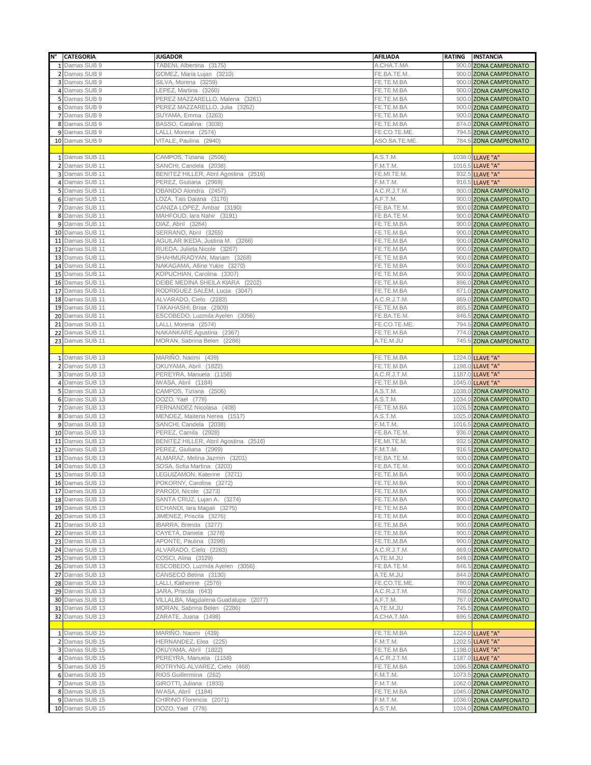| N° | CATEGORÍA | JUGADOR | AFILIADA | RATING | INSTANCIA |
|---|---|---|---|---|---|
| 1 | Damas SUB 9 | TABENI, Albertina (3175) | A.CHA.T.MA | 900.0 | ZONA CAMPEONATO |
| 2 | Damas SUB 9 | GOMEZ, Maria Lujan (3210) | FE.BA.TE.M. | 900.0 | ZONA CAMPEONATO |
| 3 | Damas SUB 9 | SILVA, Morena (3259) | FE.TE.M.BA | 900.0 | ZONA CAMPEONATO |
| 4 | Damas SUB 9 | LEPEZ, Martina (3260) | FE.TE.M.BA | 900.0 | ZONA CAMPEONATO |
| 5 | Damas SUB 9 | PEREZ MAZZARELLO, Malena (3261) | FE.TE.M.BA | 900.0 | ZONA CAMPEONATO |
| 6 | Damas SUB 9 | PEREZ MAZZARELLO, Julia (3262) | FE.TE.M.BA | 900.0 | ZONA CAMPEONATO |
| 7 | Damas SUB 9 | SUYAMA, Emma (3263) | FE.TE.M.BA | 900.0 | ZONA CAMPEONATO |
| 8 | Damas SUB 9 | BASSO, Catalina (3038) | FE.TE.M.BA | 874.0 | ZONA CAMPEONATO |
| 9 | Damas SUB 9 | LALLI, Morena (2574) | FE.CO.TE.ME. | 794.5 | ZONA CAMPEONATO |
| 10 | Damas SUB 9 | VITALE, Paulina (2940) | ASO.SA.TE.ME. | 784.5 | ZONA CAMPEONATO |
| | | | | | |
| 1 | Damas SUB 11 | CAMPOS, Tiziana (2506) | A.S.T.M. | 1038.0 | LLAVE "A" |
| 2 | Damas SUB 11 | SANCHI, Candela (2038) | F.M.T.M. | 1016.5 | LLAVE "A" |
| 3 | Damas SUB 11 | BENITEZ HILLER, Abril Agostina (2516) | FE.MI.TE.M. | 932.5 | LLAVE "A" |
| 4 | Damas SUB 11 | PEREZ, Giuliana (2969) | F.M.T.M. | 916.5 | LLAVE "A" |
| 5 | Damas SUB 11 | OBANDO Alondra (2457) | A.C.R.J.T.M. | 900.0 | ZONA CAMPEONATO |
| 6 | Damas SUB 11 | LOZA, Tais Daiana (3176) | A.F.T.M. | 900.0 | ZONA CAMPEONATO |
| 7 | Damas SUB 11 | CANIZA LOPEZ, Ambar (3190) | FE.BA.TE.M. | 900.0 | ZONA CAMPEONATO |
| 8 | Damas SUB 11 | MAHFOUD, Iara Nahir (3191) | FE.BA.TE.M. | 900.0 | ZONA CAMPEONATO |
| 9 | Damas SUB 11 | DIAZ, Abril (3264) | FE.TE.M.BA | 900.0 | ZONA CAMPEONATO |
| 10 | Damas SUB 11 | SERRANO, Abril (3265) | FE.TE.M.BA | 900.0 | ZONA CAMPEONATO |
| 11 | Damas SUB 11 | AGUILAR IKEDA, Justina M. (3266) | FE.TE.M.BA | 900.0 | ZONA CAMPEONATO |
| 12 | Damas SUB 11 | RUEDA, Julieta Nicole (3267) | FE.TE.M.BA | 900.0 | ZONA CAMPEONATO |
| 13 | Damas SUB 11 | SHAHMURADYAN, Mariam (3268) | FE.TE.M.BA | 900.0 | ZONA CAMPEONATO |
| 14 | Damas SUB 11 | NAKAGAMA, Alline Yukie (3270) | FE.TE.M.BA | 900.0 | ZONA CAMPEONATO |
| 15 | Damas SUB 11 | KOPUCHIAN, Carolina (3307) | FE.TE.M.BA | 900.0 | ZONA CAMPEONATO |
| 16 | Damas SUB 11 | DEIBE MEDINA SHEILA KIARA (2202) | FE.TE.M.BA | 896.0 | ZONA CAMPEONATO |
| 17 | Damas SUB 11 | RODRIGUEZ SALEM, Lucia (3047) | FE.TE.M.BA | 871.0 | ZONA CAMPEONATO |
| 18 | Damas SUB 11 | ALVARADO, Cielo (2283) | A.C.R.J.T.M. | 869.0 | ZONA CAMPEONATO |
| 19 | Damas SUB 11 | TAKAHASHI, Brisa (2909) | FE.TE.M.BA | 865.5 | ZONA CAMPEONATO |
| 20 | Damas SUB 11 | ESCOBEDO, Luzmila Ayelen (3056) | FE.BA.TE.M. | 846.5 | ZONA CAMPEONATO |
| 21 | Damas SUB 11 | LALLI, Morena (2574) | FE.CO.TE.ME. | 794.5 | ZONA CAMPEONATO |
| 22 | Damas SUB 11 | NAKANKARE Agustina (2367) | FE.TE.M.BA | 774.0 | ZONA CAMPEONATO |
| 23 | Damas SUB 11 | MORAN, Sabrina Belen (2286) | A.TE.M.JU | 745.5 | ZONA CAMPEONATO |
| | | | | | |
| 1 | Damas SUB 13 | MARIÑO, Naomi (439) | FE.TE.M.BA | 1224.0 | LLAVE "A" |
| 2 | Damas SUB 13 | OKUYAMA, Abril (1822) | FE.TE.M.BA | 1198.0 | LLAVE "A" |
| 3 | Damas SUB 13 | PEREYRA, Manuela (1158) | A.C.R.J.T.M. | 1187.0 | LLAVE "A" |
| 4 | Damas SUB 13 | IWASA, Abril (1184) | FE.TE.M.BA | 1045.0 | LLAVE "A" |
| 5 | Damas SUB 13 | CAMPOS, Tiziana (2506) | A.S.T.M. | 1038.0 | ZONA CAMPEONATO |
| 6 | Damas SUB 13 | DOZO, Yael (779) | A.S.T.M. | 1034.0 | ZONA CAMPEONATO |
| 7 | Damas SUB 13 | FERNANDEZ Nicolasa (408) | FE.TE.M.BA | 1026.5 | ZONA CAMPEONATO |
| 8 | Damas SUB 13 | MENDEZ, Maitena Nerea (1517) | A.S.T.M. | 1025.0 | ZONA CAMPEONATO |
| 9 | Damas SUB 13 | SANCHI, Candela (2038) | F.M.T.M. | 1016.5 | ZONA CAMPEONATO |
| 10 | Damas SUB 13 | PEREZ, Camila (2928) | FE.BA.TE.M. | 936.0 | ZONA CAMPEONATO |
| 11 | Damas SUB 13 | BENITEZ HILLER, Abril Agostina (2516) | FE.MI.TE.M. | 932.5 | ZONA CAMPEONATO |
| 12 | Damas SUB 13 | PEREZ, Giuliana (2969) | F.M.T.M. | 916.5 | ZONA CAMPEONATO |
| 13 | Damas SUB 13 | ALMARAZ, Melina Jazmin (3201) | FE.BA.TE.M. | 900.0 | ZONA CAMPEONATO |
| 14 | Damas SUB 13 | SOSA, Sofia Martina (3203) | FE.BA.TE.M. | 900.0 | ZONA CAMPEONATO |
| 15 | Damas SUB 13 | LEGUIZAMON, Katerine (3271) | FE.TE.M.BA | 900.0 | ZONA CAMPEONATO |
| 16 | Damas SUB 13 | POKORNY, Carolina (3272) | FE.TE.M.BA | 900.0 | ZONA CAMPEONATO |
| 17 | Damas SUB 13 | PARODI, Nicole (3273) | FE.TE.M.BA | 900.0 | ZONA CAMPEONATO |
| 18 | Damas SUB 13 | SANTA CRUZ, Lujan A. (3274) | FE.TE.M.BA | 900.0 | ZONA CAMPEONATO |
| 19 | Damas SUB 13 | ECHANDI, Iara Magali (3275) | FE.TE.M.BA | 900.0 | ZONA CAMPEONATO |
| 20 | Damas SUB 13 | JIMENEZ, Priscila (3276) | FE.TE.M.BA | 900.0 | ZONA CAMPEONATO |
| 21 | Damas SUB 13 | IBARRA, Brenda (3277) | FE.TE.M.BA | 900.0 | ZONA CAMPEONATO |
| 22 | Damas SUB 13 | CAYETÁ, Daniela (3278) | FE.TE.M.BA | 900.0 | ZONA CAMPEONATO |
| 23 | Damas SUB 13 | APONTE, Paulina (3298) | FE.TE.M.BA | 900.0 | ZONA CAMPEONATO |
| 24 | Damas SUB 13 | ALVARADO, Cielo (2283) | A.C.R.J.T.M. | 869.0 | ZONA CAMPEONATO |
| 25 | Damas SUB 13 | COSCI, Alina (3129) | A.TE.M.JU | 849.0 | ZONA CAMPEONATO |
| 26 | Damas SUB 13 | ESCOBEDO, Luzmila Ayelen (3056) | FE.BA.TE.M. | 846.5 | ZONA CAMPEONATO |
| 27 | Damas SUB 13 | CANSECO Betina (3130) | A.TE.M.JU | 844.0 | ZONA CAMPEONATO |
| 28 | Damas SUB 13 | LALLI, Katherine (2576) | FE.CO.TE.ME. | 780.0 | ZONA CAMPEONATO |
| 29 | Damas SUB 13 | JARA, Priscila (643) | A.C.R.J.T.M. | 768.0 | ZONA CAMPEONATO |
| 30 | Damas SUB 13 | VILLALBA, Magdalena Guadalupe (2077) | A.F.T.M. | 767.0 | ZONA CAMPEONATO |
| 31 | Damas SUB 13 | MORAN, Sabrina Belen (2286) | A.TE.M.JU | 745.5 | ZONA CAMPEONATO |
| 32 | Damas SUB 13 | ZARATE, Juana (1498) | A.CHA.T.MA | 696.5 | ZONA CAMPEONATO |
| | | | | | |
| 1 | Damas SUB 15 | MARIÑO, Naomi (439) | FE.TE.M.BA | 1224.0 | LLAVE "A" |
| 2 | Damas SUB 15 | HERNANDEZ, Elea (225) | F.M.T.M. | 1202.5 | LLAVE "A" |
| 3 | Damas SUB 15 | OKUYAMA, Abril (1822) | FE.TE.M.BA | 1198.0 | LLAVE "A" |
| 4 | Damas SUB 15 | PEREYRA, Manuela (1158) | A.C.R.J.T.M. | 1187.0 | LLAVE "A" |
| 5 | Damas SUB 15 | ROTRYNG ALVAREZ, Cielo (468) | FE.TE.M.BA | 1096.5 | ZONA CAMPEONATO |
| 6 | Damas SUB 15 | RIOS Guillermina (262) | F.M.T.M. | 1073.5 | ZONA CAMPEONATO |
| 7 | Damas SUB 15 | GIROTTI, Juliana (1933) | F.M.T.M. | 1062.0 | ZONA CAMPEONATO |
| 8 | Damas SUB 15 | IWASA, Abril (1184) | FE.TE.M.BA | 1045.0 | ZONA CAMPEONATO |
| 9 | Damas SUB 15 | CHIRINO Florencia (2071) | F.M.T.M. | 1036.0 | ZONA CAMPEONATO |
| 10 | Damas SUB 15 | DOZO, Yael (779) | A.S.T.M. | 1034.0 | ZONA CAMPEONATO |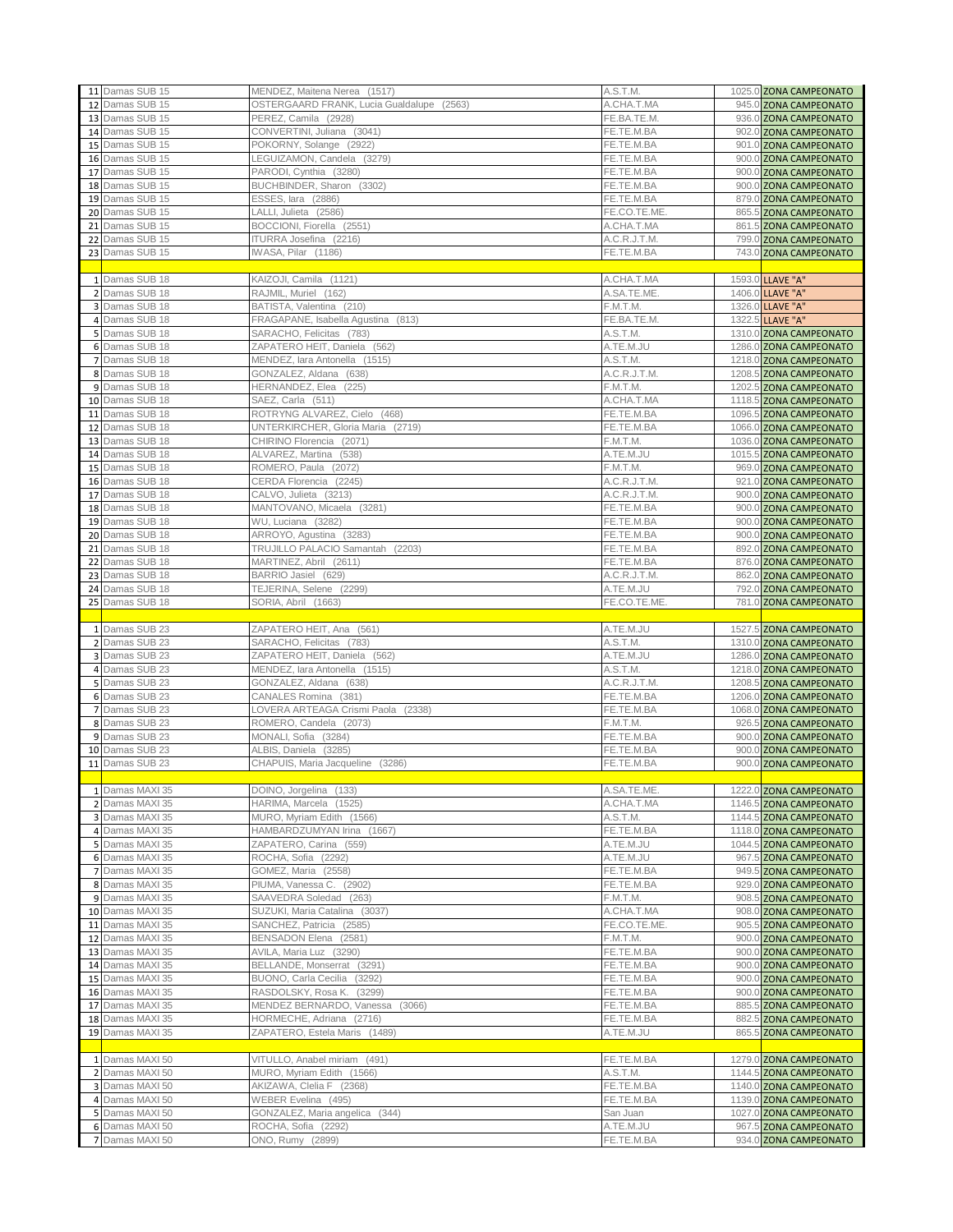| | | | | | |
|---|---|---|---|---|---|
| 11 | Damas SUB 15 | MENDEZ, Maitena Nerea (1517) | A.S.T.M. | 1025.0 | ZONA CAMPEONATO |
| 12 | Damas SUB 15 | OSTERGAARD FRANK, Lucia Gualdalupe (2563) | A.CHA.T.MA | 945.0 | ZONA CAMPEONATO |
| 13 | Damas SUB 15 | PEREZ, Camila (2928) | FE.BA.TE.M. | 936.0 | ZONA CAMPEONATO |
| 14 | Damas SUB 15 | CONVERTINI, Juliana (3041) | FE.TE.M.BA | 902.0 | ZONA CAMPEONATO |
| 15 | Damas SUB 15 | POKORNY, Solange (2922) | FE.TE.M.BA | 901.0 | ZONA CAMPEONATO |
| 16 | Damas SUB 15 | LEGUIZAMON, Candela (3279) | FE.TE.M.BA | 900.0 | ZONA CAMPEONATO |
| 17 | Damas SUB 15 | PARODI, Cynthia (3280) | FE.TE.M.BA | 900.0 | ZONA CAMPEONATO |
| 18 | Damas SUB 15 | BUCHBINDER, Sharon (3302) | FE.TE.M.BA | 900.0 | ZONA CAMPEONATO |
| 19 | Damas SUB 15 | ESSES, Iara (2886) | FE.TE.M.BA | 879.0 | ZONA CAMPEONATO |
| 20 | Damas SUB 15 | LALLI, Julieta (2586) | FE.CO.TE.ME. | 865.5 | ZONA CAMPEONATO |
| 21 | Damas SUB 15 | BOCCIONI, Fiorella (2551) | A.CHA.T.MA | 861.5 | ZONA CAMPEONATO |
| 22 | Damas SUB 15 | ITURRA Josefina (2216) | A.C.R.J.T.M. | 799.0 | ZONA CAMPEONATO |
| 23 | Damas SUB 15 | IWASA, Pilar (1186) | FE.TE.M.BA | 743.0 | ZONA CAMPEONATO |
| | | | | | |
| 1 | Damas SUB 18 | KAIZOJI, Camila (1121) | A.CHA.T.MA | 1593.0 | LLAVE "A" |
| 2 | Damas SUB 18 | RAJMIL, Muriel (162) | A.SA.TE.ME. | 1406.0 | LLAVE "A" |
| 3 | Damas SUB 18 | BATISTA, Valentina (210) | F.M.T.M. | 1326.0 | LLAVE "A" |
| 4 | Damas SUB 18 | FRAGAPANE, Isabella Agustina (813) | FE.BA.TE.M. | 1322.5 | LLAVE "A" |
| 5 | Damas SUB 18 | SARACHO, Felicitas (783) | A.S.T.M. | 1310.0 | ZONA CAMPEONATO |
| 6 | Damas SUB 18 | ZAPATERO HEIT, Daniela (562) | A.TE.M.JU | 1286.0 | ZONA CAMPEONATO |
| 7 | Damas SUB 18 | MENDEZ, Iara Antonella (1515) | A.S.T.M. | 1218.0 | ZONA CAMPEONATO |
| 8 | Damas SUB 18 | GONZALEZ, Aldana (638) | A.C.R.J.T.M. | 1208.5 | ZONA CAMPEONATO |
| 9 | Damas SUB 18 | HERNANDEZ, Elea (225) | F.M.T.M. | 1202.5 | ZONA CAMPEONATO |
| 10 | Damas SUB 18 | SAEZ, Carla (511) | A.CHA.T.MA | 1118.5 | ZONA CAMPEONATO |
| 11 | Damas SUB 18 | ROTRYNG ALVAREZ, Cielo (468) | FE.TE.M.BA | 1096.5 | ZONA CAMPEONATO |
| 12 | Damas SUB 18 | UNTERKIRCHER, Gloria Maria (2719) | FE.TE.M.BA | 1066.0 | ZONA CAMPEONATO |
| 13 | Damas SUB 18 | CHIRINO Florencia (2071) | F.M.T.M. | 1036.0 | ZONA CAMPEONATO |
| 14 | Damas SUB 18 | ALVAREZ, Martina (538) | A.TE.M.JU | 1015.5 | ZONA CAMPEONATO |
| 15 | Damas SUB 18 | ROMERO, Paula (2072) | F.M.T.M. | 969.0 | ZONA CAMPEONATO |
| 16 | Damas SUB 18 | CERDA Florencia (2245) | A.C.R.J.T.M. | 921.0 | ZONA CAMPEONATO |
| 17 | Damas SUB 18 | CALVO, Julieta (3213) | A.C.R.J.T.M. | 900.0 | ZONA CAMPEONATO |
| 18 | Damas SUB 18 | MANTOVANO, Micaela (3281) | FE.TE.M.BA | 900.0 | ZONA CAMPEONATO |
| 19 | Damas SUB 18 | WU, Luciana (3282) | FE.TE.M.BA | 900.0 | ZONA CAMPEONATO |
| 20 | Damas SUB 18 | ARROYO, Agustina (3283) | FE.TE.M.BA | 900.0 | ZONA CAMPEONATO |
| 21 | Damas SUB 18 | TRUJILLO PALACIO Samantah (2203) | FE.TE.M.BA | 892.0 | ZONA CAMPEONATO |
| 22 | Damas SUB 18 | MARTINEZ, Abril (2611) | FE.TE.M.BA | 876.0 | ZONA CAMPEONATO |
| 23 | Damas SUB 18 | BARRIO Jasiel (629) | A.C.R.J.T.M. | 862.0 | ZONA CAMPEONATO |
| 24 | Damas SUB 18 | TEJERINA, Selene (2299) | A.TE.M.JU | 792.0 | ZONA CAMPEONATO |
| 25 | Damas SUB 18 | SORIA, Abril (1663) | FE.CO.TE.ME. | 781.0 | ZONA CAMPEONATO |
| | | | | | |
| 1 | Damas SUB 23 | ZAPATERO HEIT, Ana (561) | A.TE.M.JU | 1527.5 | ZONA CAMPEONATO |
| 2 | Damas SUB 23 | SARACHO, Felicitas (783) | A.S.T.M. | 1310.0 | ZONA CAMPEONATO |
| 3 | Damas SUB 23 | ZAPATERO HEIT, Daniela (562) | A.TE.M.JU | 1286.0 | ZONA CAMPEONATO |
| 4 | Damas SUB 23 | MENDEZ, Iara Antonella (1515) | A.S.T.M. | 1218.0 | ZONA CAMPEONATO |
| 5 | Damas SUB 23 | GONZALEZ, Aldana (638) | A.C.R.J.T.M. | 1208.5 | ZONA CAMPEONATO |
| 6 | Damas SUB 23 | CANALES Romina (381) | FE.TE.M.BA | 1206.0 | ZONA CAMPEONATO |
| 7 | Damas SUB 23 | LOVERA ARTEAGA Crismi Paola (2338) | FE.TE.M.BA | 1068.0 | ZONA CAMPEONATO |
| 8 | Damas SUB 23 | ROMERO, Candela (2073) | F.M.T.M. | 926.5 | ZONA CAMPEONATO |
| 9 | Damas SUB 23 | MONALI, Sofia (3284) | FE.TE.M.BA | 900.0 | ZONA CAMPEONATO |
| 10 | Damas SUB 23 | ALBIS, Daniela (3285) | FE.TE.M.BA | 900.0 | ZONA CAMPEONATO |
| 11 | Damas SUB 23 | CHAPUIS, Maria Jacqueline (3286) | FE.TE.M.BA | 900.0 | ZONA CAMPEONATO |
| | | | | | |
| 1 | Damas MAXI 35 | DOINO, Jorgelina (133) | A.SA.TE.ME. | 1222.0 | ZONA CAMPEONATO |
| 2 | Damas MAXI 35 | HARIMA, Marcela (1525) | A.CHA.T.MA | 1146.5 | ZONA CAMPEONATO |
| 3 | Damas MAXI 35 | MURO, Myriam Edith (1566) | A.S.T.M. | 1144.5 | ZONA CAMPEONATO |
| 4 | Damas MAXI 35 | HAMBARDZUMYAN Irina (1667) | FE.TE.M.BA | 1118.0 | ZONA CAMPEONATO |
| 5 | Damas MAXI 35 | ZAPATERO, Carina (559) | A.TE.M.JU | 1044.5 | ZONA CAMPEONATO |
| 6 | Damas MAXI 35 | ROCHA, Sofia (2292) | A.TE.M.JU | 967.5 | ZONA CAMPEONATO |
| 7 | Damas MAXI 35 | GOMEZ, Maria (2558) | FE.TE.M.BA | 949.5 | ZONA CAMPEONATO |
| 8 | Damas MAXI 35 | PIUMA, Vanessa C. (2902) | FE.TE.M.BA | 929.0 | ZONA CAMPEONATO |
| 9 | Damas MAXI 35 | SAAVEDRA Soledad (263) | F.M.T.M. | 908.5 | ZONA CAMPEONATO |
| 10 | Damas MAXI 35 | SUZUKI, Maria Catalina (3037) | A.CHA.T.MA | 908.0 | ZONA CAMPEONATO |
| 11 | Damas MAXI 35 | SANCHEZ, Patricia (2585) | FE.CO.TE.ME. | 905.5 | ZONA CAMPEONATO |
| 12 | Damas MAXI 35 | BENSADON Elena (2581) | F.M.T.M. | 900.0 | ZONA CAMPEONATO |
| 13 | Damas MAXI 35 | AVILA, Maria Luz (3290) | FE.TE.M.BA | 900.0 | ZONA CAMPEONATO |
| 14 | Damas MAXI 35 | BELLANDE, Monserrat (3291) | FE.TE.M.BA | 900.0 | ZONA CAMPEONATO |
| 15 | Damas MAXI 35 | BUONO, Carla Cecilia (3292) | FE.TE.M.BA | 900.0 | ZONA CAMPEONATO |
| 16 | Damas MAXI 35 | RASDOLSKY, Rosa K. (3299) | FE.TE.M.BA | 900.0 | ZONA CAMPEONATO |
| 17 | Damas MAXI 35 | MENDEZ BERNARDO, Vanessa (3066) | FE.TE.M.BA | 885.5 | ZONA CAMPEONATO |
| 18 | Damas MAXI 35 | HORMECHE, Adriana (2716) | FE.TE.M.BA | 882.5 | ZONA CAMPEONATO |
| 19 | Damas MAXI 35 | ZAPATERO, Estela Maris (1489) | A.TE.M.JU | 865.5 | ZONA CAMPEONATO |
| | | | | | |
| 1 | Damas MAXI 50 | VITULLO, Anabel miriam (491) | FE.TE.M.BA | 1279.0 | ZONA CAMPEONATO |
| 2 | Damas MAXI 50 | MURO, Myriam Edith (1566) | A.S.T.M. | 1144.5 | ZONA CAMPEONATO |
| 3 | Damas MAXI 50 | AKIZAWA, Clelia F (2368) | FE.TE.M.BA | 1140.0 | ZONA CAMPEONATO |
| 4 | Damas MAXI 50 | WEBER Evelina (495) | FE.TE.M.BA | 1139.0 | ZONA CAMPEONATO |
| 5 | Damas MAXI 50 | GONZALEZ, Maria angelica (344) | San Juan | 1027.0 | ZONA CAMPEONATO |
| 6 | Damas MAXI 50 | ROCHA, Sofia (2292) | A.TE.M.JU | 967.5 | ZONA CAMPEONATO |
| 7 | Damas MAXI 50 | ONO, Rumy (2899) | FE.TE.M.BA | 934.0 | ZONA CAMPEONATO |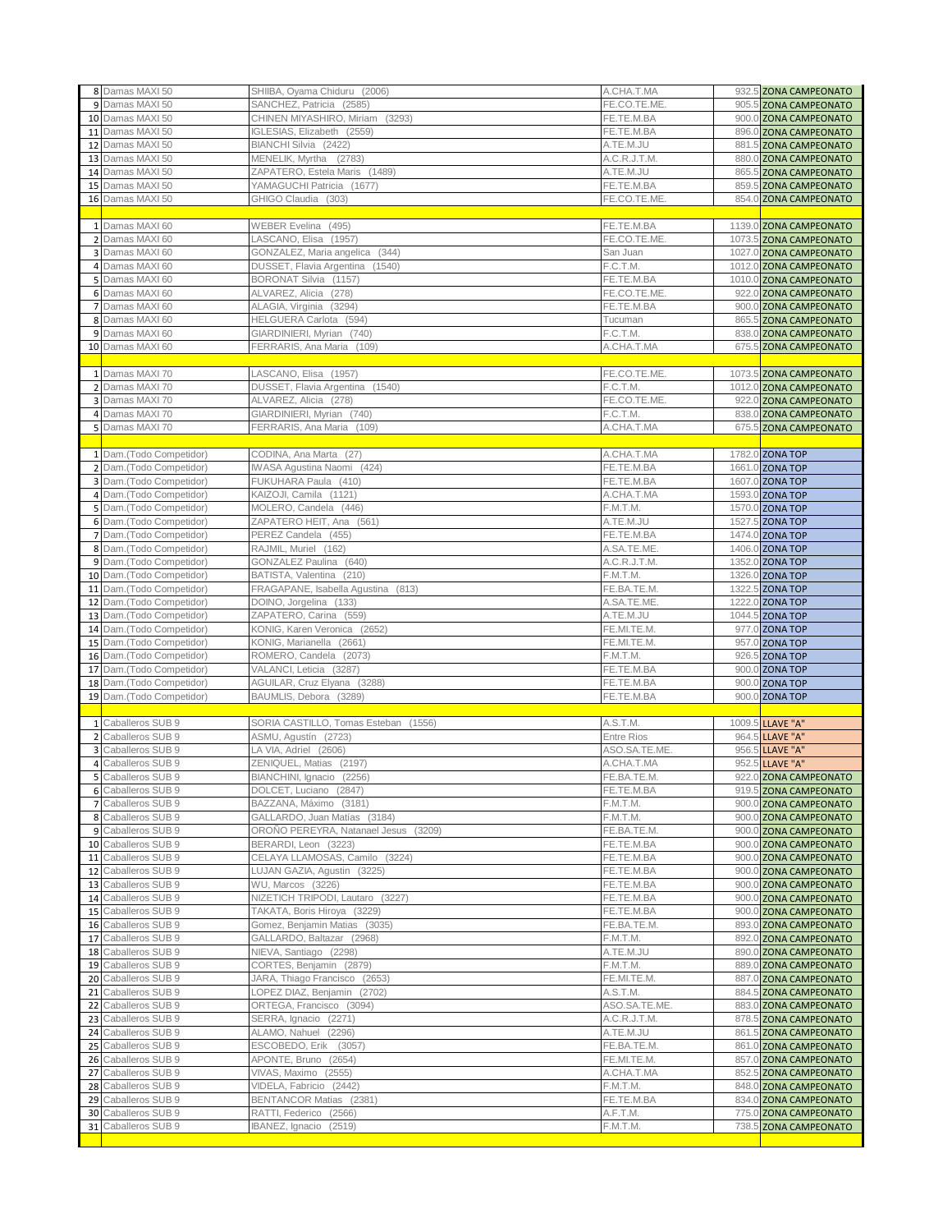| | | | | | |
|---|---|---|---|---|---|
| 8 | Damas MAXI 50 | SHIIBA, Oyama Chiduru (2006) | A.CHA.T.MA | 932.5 | ZONA CAMPEONATO |
| 9 | Damas MAXI 50 | SANCHEZ, Patricia (2585) | FE.CO.TE.ME. | 905.5 | ZONA CAMPEONATO |
| 10 | Damas MAXI 50 | CHINEN MIYASHIRO, Miriam (3293) | FE.TE.M.BA | 900.0 | ZONA CAMPEONATO |
| 11 | Damas MAXI 50 | IGLESIAS, Elizabeth (2559) | FE.TE.M.BA | 896.0 | ZONA CAMPEONATO |
| 12 | Damas MAXI 50 | BIANCHI Silvia (2422) | A.TE.M.JU | 881.5 | ZONA CAMPEONATO |
| 13 | Damas MAXI 50 | MENELIK, Myrtha (2783) | A.C.R.J.T.M. | 880.0 | ZONA CAMPEONATO |
| 14 | Damas MAXI 50 | ZAPATERO, Estela Maris (1489) | A.TE.M.JU | 865.5 | ZONA CAMPEONATO |
| 15 | Damas MAXI 50 | YAMAGUCHI Patricia (1677) | FE.TE.M.BA | 859.5 | ZONA CAMPEONATO |
| 16 | Damas MAXI 50 | GHIGO Claudia (303) | FE.CO.TE.ME. | 854.0 | ZONA CAMPEONATO |
| | | | | | |
| 1 | Damas MAXI 60 | WEBER Evelina (495) | FE.TE.M.BA | 1139.0 | ZONA CAMPEONATO |
| 2 | Damas MAXI 60 | LASCANO, Elisa (1957) | FE.CO.TE.ME. | 1073.5 | ZONA CAMPEONATO |
| 3 | Damas MAXI 60 | GONZALEZ, Maria angelica (344) | San Juan | 1027.0 | ZONA CAMPEONATO |
| 4 | Damas MAXI 60 | DUSSET, Flavia Argentina (1540) | F.C.T.M. | 1012.0 | ZONA CAMPEONATO |
| 5 | Damas MAXI 60 | BORONAT Silvia (1157) | FE.TE.M.BA | 1010.0 | ZONA CAMPEONATO |
| 6 | Damas MAXI 60 | ALVAREZ, Alicia (278) | FE.CO.TE.ME. | 922.0 | ZONA CAMPEONATO |
| 7 | Damas MAXI 60 | ALAGIA, Virginia (3294) | FE.TE.M.BA | 900.0 | ZONA CAMPEONATO |
| 8 | Damas MAXI 60 | HELGUERA Carlota (594) | Tucuman | 865.5 | ZONA CAMPEONATO |
| 9 | Damas MAXI 60 | GIARDINIERI, Myrian (740) | F.C.T.M. | 838.0 | ZONA CAMPEONATO |
| 10 | Damas MAXI 60 | FERRARIS, Ana Maria (109) | A.CHA.T.MA | 675.5 | ZONA CAMPEONATO |
| | | | | | |
| 1 | Damas MAXI 70 | LASCANO, Elisa (1957) | FE.CO.TE.ME. | 1073.5 | ZONA CAMPEONATO |
| 2 | Damas MAXI 70 | DUSSET, Flavia Argentina (1540) | F.C.T.M. | 1012.0 | ZONA CAMPEONATO |
| 3 | Damas MAXI 70 | ALVAREZ, Alicia (278) | FE.CO.TE.ME. | 922.0 | ZONA CAMPEONATO |
| 4 | Damas MAXI 70 | GIARDINIERI, Myrian (740) | F.C.T.M. | 838.0 | ZONA CAMPEONATO |
| 5 | Damas MAXI 70 | FERRARIS, Ana Maria (109) | A.CHA.T.MA | 675.5 | ZONA CAMPEONATO |
| | | | | | |
| 1 | Dam.(Todo Competidor) | CODINA, Ana Marta (27) | A.CHA.T.MA | 1782.0 | ZONA TOP |
| 2 | Dam.(Todo Competidor) | IWASA Agustina Naomi (424) | FE.TE.M.BA | 1661.0 | ZONA TOP |
| 3 | Dam.(Todo Competidor) | FUKUHARA Paula (410) | FE.TE.M.BA | 1607.0 | ZONA TOP |
| 4 | Dam.(Todo Competidor) | KAIZOJI, Camila (1121) | A.CHA.T.MA | 1593.0 | ZONA TOP |
| 5 | Dam.(Todo Competidor) | MOLERO, Candela (446) | F.M.T.M. | 1570.0 | ZONA TOP |
| 6 | Dam.(Todo Competidor) | ZAPATERO HEIT, Ana (561) | A.TE.M.JU | 1527.5 | ZONA TOP |
| 7 | Dam.(Todo Competidor) | PEREZ Candela (455) | FE.TE.M.BA | 1474.0 | ZONA TOP |
| 8 | Dam.(Todo Competidor) | RAJMIL, Muriel (162) | A.SA.TE.ME. | 1406.0 | ZONA TOP |
| 9 | Dam.(Todo Competidor) | GONZALEZ Paulina (640) | A.C.R.J.T.M. | 1352.0 | ZONA TOP |
| 10 | Dam.(Todo Competidor) | BATISTA, Valentina (210) | F.M.T.M. | 1326.0 | ZONA TOP |
| 11 | Dam.(Todo Competidor) | FRAGAPANE, Isabella Agustina (813) | FE.BA.TE.M. | 1322.5 | ZONA TOP |
| 12 | Dam.(Todo Competidor) | DOINO, Jorgelina (133) | A.SA.TE.ME. | 1222.0 | ZONA TOP |
| 13 | Dam.(Todo Competidor) | ZAPATERO, Carina (559) | A.TE.M.JU | 1044.5 | ZONA TOP |
| 14 | Dam.(Todo Competidor) | KONIG, Karen Veronica (2652) | FE.MI.TE.M. | 977.0 | ZONA TOP |
| 15 | Dam.(Todo Competidor) | KONIG, Marianella (2661) | FE.MI.TE.M. | 957.0 | ZONA TOP |
| 16 | Dam.(Todo Competidor) | ROMERO, Candela (2073) | F.M.T.M. | 926.5 | ZONA TOP |
| 17 | Dam.(Todo Competidor) | VALANCI, Leticia (3287) | FE.TE.M.BA | 900.0 | ZONA TOP |
| 18 | Dam.(Todo Competidor) | AGUILAR, Cruz Elyana (3288) | FE.TE.M.BA | 900.0 | ZONA TOP |
| 19 | Dam.(Todo Competidor) | BAUMLIS, Debora (3289) | FE.TE.M.BA | 900.0 | ZONA TOP |
| | | | | | |
| 1 | Caballeros SUB 9 | SORIA CASTILLO, Tomas Esteban (1556) | A.S.T.M. | 1009.5 | LLAVE "A" |
| 2 | Caballeros SUB 9 | ASMU, Agustín (2723) | Entre Rios | 964.5 | LLAVE "A" |
| 3 | Caballeros SUB 9 | LA VIA, Adriel (2606) | ASO.SA.TE.ME. | 956.5 | LLAVE "A" |
| 4 | Caballeros SUB 9 | ZENIQUEL, Matias (2197) | A.CHA.T.MA | 952.5 | LLAVE "A" |
| 5 | Caballeros SUB 9 | BIANCHINI, Ignacio (2256) | FE.BA.TE.M. | 922.0 | ZONA CAMPEONATO |
| 6 | Caballeros SUB 9 | DOLCET, Luciano (2847) | FE.TE.M.BA | 919.5 | ZONA CAMPEONATO |
| 7 | Caballeros SUB 9 | BAZZANA, Máximo (3181) | F.M.T.M. | 900.0 | ZONA CAMPEONATO |
| 8 | Caballeros SUB 9 | GALLARDO, Juan Matias (3184) | F.M.T.M. | 900.0 | ZONA CAMPEONATO |
| 9 | Caballeros SUB 9 | OROÑO PEREYRA, Natanael Jesus (3209) | FE.BA.TE.M. | 900.0 | ZONA CAMPEONATO |
| 10 | Caballeros SUB 9 | BERARDI, Leon (3223) | FE.TE.M.BA | 900.0 | ZONA CAMPEONATO |
| 11 | Caballeros SUB 9 | CELAYA LLAMOSAS, Camilo (3224) | FE.TE.M.BA | 900.0 | ZONA CAMPEONATO |
| 12 | Caballeros SUB 9 | LUJAN GAZIA, Agustin (3225) | FE.TE.M.BA | 900.0 | ZONA CAMPEONATO |
| 13 | Caballeros SUB 9 | WU, Marcos (3226) | FE.TE.M.BA | 900.0 | ZONA CAMPEONATO |
| 14 | Caballeros SUB 9 | NIZETICH TRIPODI, Lautaro (3227) | FE.TE.M.BA | 900.0 | ZONA CAMPEONATO |
| 15 | Caballeros SUB 9 | TAKATA, Boris Hiroya (3229) | FE.TE.M.BA | 900.0 | ZONA CAMPEONATO |
| 16 | Caballeros SUB 9 | Gomez, Benjamin Matias (3035) | FE.BA.TE.M. | 893.0 | ZONA CAMPEONATO |
| 17 | Caballeros SUB 9 | GALLARDO, Baltazar (2968) | F.M.T.M. | 892.0 | ZONA CAMPEONATO |
| 18 | Caballeros SUB 9 | NIEVA, Santiago (2298) | A.TE.M.JU | 890.0 | ZONA CAMPEONATO |
| 19 | Caballeros SUB 9 | CORTES, Benjamin (2879) | F.M.T.M. | 889.0 | ZONA CAMPEONATO |
| 20 | Caballeros SUB 9 | JARA, Thiago Francisco (2653) | FE.MI.TE.M. | 887.0 | ZONA CAMPEONATO |
| 21 | Caballeros SUB 9 | LOPEZ DIAZ, Benjamin (2702) | A.S.T.M. | 884.5 | ZONA CAMPEONATO |
| 22 | Caballeros SUB 9 | ORTEGA, Francisco (3094) | ASO.SA.TE.ME. | 883.0 | ZONA CAMPEONATO |
| 23 | Caballeros SUB 9 | SERRA, Ignacio (2271) | A.C.R.J.T.M. | 878.5 | ZONA CAMPEONATO |
| 24 | Caballeros SUB 9 | ALAMO, Nahuel (2296) | A.TE.M.JU | 861.5 | ZONA CAMPEONATO |
| 25 | Caballeros SUB 9 | ESCOBEDO, Erik (3057) | FE.BA.TE.M. | 861.0 | ZONA CAMPEONATO |
| 26 | Caballeros SUB 9 | APONTE, Bruno (2654) | FE.MI.TE.M. | 857.0 | ZONA CAMPEONATO |
| 27 | Caballeros SUB 9 | VIVAS, Maximo (2555) | A.CHA.T.MA | 852.5 | ZONA CAMPEONATO |
| 28 | Caballeros SUB 9 | VIDELA, Fabricio (2442) | F.M.T.M. | 848.0 | ZONA CAMPEONATO |
| 29 | Caballeros SUB 9 | BENTANCOR Matias (2381) | FE.TE.M.BA | 834.0 | ZONA CAMPEONATO |
| 30 | Caballeros SUB 9 | RATTI, Federico (2566) | A.F.T.M. | 775.0 | ZONA CAMPEONATO |
| 31 | Caballeros SUB 9 | IBANEZ, Ignacio (2519) | F.M.T.M. | 738.5 | ZONA CAMPEONATO |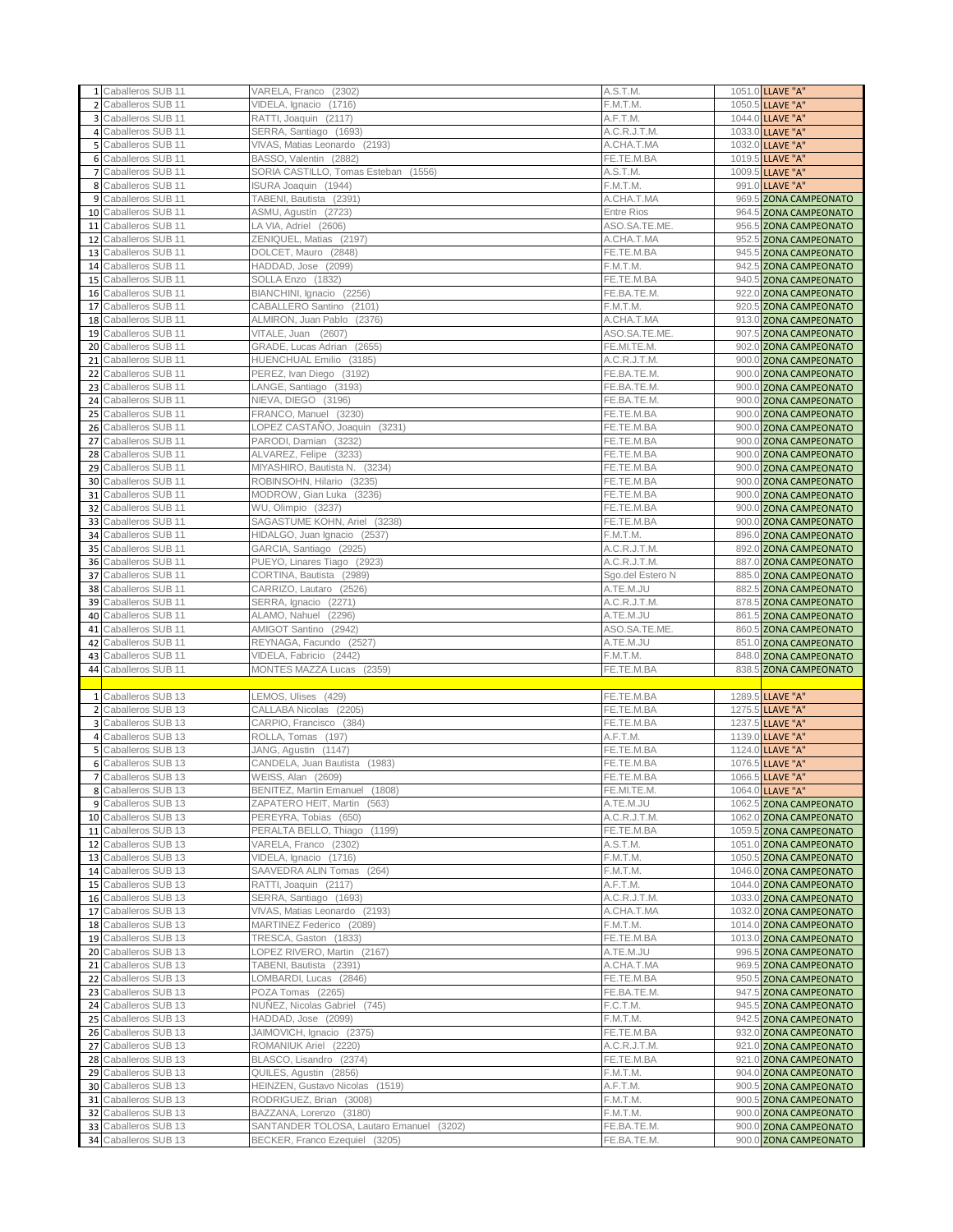| # | Categoría | Jugador | Asociación | Puntos | Zona |
|---|---|---|---|---|---|
| 1 | Caballeros SUB 11 | VARELA, Franco (2302) | A.S.T.M. | 1051.0 | LLAVE "A" |
| 2 | Caballeros SUB 11 | VIDELA, Ignacio (1716) | F.M.T.M. | 1050.5 | LLAVE "A" |
| 3 | Caballeros SUB 11 | RATTI, Joaquin (2117) | A.F.T.M. | 1044.0 | LLAVE "A" |
| 4 | Caballeros SUB 11 | SERRA, Santiago (1693) | A.C.R.J.T.M. | 1033.0 | LLAVE "A" |
| 5 | Caballeros SUB 11 | VIVAS, Matias Leonardo (2193) | A.CHA.T.MA | 1032.0 | LLAVE "A" |
| 6 | Caballeros SUB 11 | BASSO, Valentin (2882) | FE.TE.M.BA | 1019.5 | LLAVE "A" |
| 7 | Caballeros SUB 11 | SORIA CASTILLO, Tomas Esteban (1556) | A.S.T.M. | 1009.5 | LLAVE "A" |
| 8 | Caballeros SUB 11 | ISURA Joaquin (1944) | F.M.T.M. | 991.0 | LLAVE "A" |
| 9 | Caballeros SUB 11 | TABENI, Bautista (2391) | A.CHA.T.MA | 969.5 | ZONA CAMPEONATO |
| 10 | Caballeros SUB 11 | ASMU, Agustin (2723) | Entre Rios | 964.5 | ZONA CAMPEONATO |
| 11 | Caballeros SUB 11 | LA VIA, Adriel (2606) | ASO.SA.TE.ME. | 956.5 | ZONA CAMPEONATO |
| 12 | Caballeros SUB 11 | ZENIQUEL, Matias (2197) | A.CHA.T.MA | 952.5 | ZONA CAMPEONATO |
| 13 | Caballeros SUB 11 | DOLCET, Mauro (2848) | FE.TE.M.BA | 945.5 | ZONA CAMPEONATO |
| 14 | Caballeros SUB 11 | HADDAD, Jose (2099) | F.M.T.M. | 942.5 | ZONA CAMPEONATO |
| 15 | Caballeros SUB 11 | SOLLA Enzo (1832) | FE.TE.M.BA | 940.5 | ZONA CAMPEONATO |
| 16 | Caballeros SUB 11 | BIANCHINI, Ignacio (2256) | FE.BA.TE.M. | 922.0 | ZONA CAMPEONATO |
| 17 | Caballeros SUB 11 | CABALLERO Santino (2101) | F.M.T.M. | 920.5 | ZONA CAMPEONATO |
| 18 | Caballeros SUB 11 | ALMIRON, Juan Pablo (2376) | A.CHA.T.MA | 913.0 | ZONA CAMPEONATO |
| 19 | Caballeros SUB 11 | VITALE, Juan (2607) | ASO.SA.TE.ME. | 907.5 | ZONA CAMPEONATO |
| 20 | Caballeros SUB 11 | GRADE, Lucas Adrian (2655) | FE.MI.TE.M. | 902.0 | ZONA CAMPEONATO |
| 21 | Caballeros SUB 11 | HUENCHUAL Emilio (3185) | A.C.R.J.T.M. | 900.0 | ZONA CAMPEONATO |
| 22 | Caballeros SUB 11 | PEREZ, Ivan Diego (3192) | FE.BA.TE.M. | 900.0 | ZONA CAMPEONATO |
| 23 | Caballeros SUB 11 | LANGE, Santiago (3193) | FE.BA.TE.M. | 900.0 | ZONA CAMPEONATO |
| 24 | Caballeros SUB 11 | NIEVA, DIEGO (3196) | FE.BA.TE.M. | 900.0 | ZONA CAMPEONATO |
| 25 | Caballeros SUB 11 | FRANCO, Manuel (3230) | FE.TE.M.BA | 900.0 | ZONA CAMPEONATO |
| 26 | Caballeros SUB 11 | LOPEZ CASTAÑO, Joaquin (3231) | FE.TE.M.BA | 900.0 | ZONA CAMPEONATO |
| 27 | Caballeros SUB 11 | PARODI, Damian (3232) | FE.TE.M.BA | 900.0 | ZONA CAMPEONATO |
| 28 | Caballeros SUB 11 | ALVAREZ, Felipe (3233) | FE.TE.M.BA | 900.0 | ZONA CAMPEONATO |
| 29 | Caballeros SUB 11 | MIYASHIRO, Bautista N. (3234) | FE.TE.M.BA | 900.0 | ZONA CAMPEONATO |
| 30 | Caballeros SUB 11 | ROBINSOHN, Hilario (3235) | FE.TE.M.BA | 900.0 | ZONA CAMPEONATO |
| 31 | Caballeros SUB 11 | MODROW, Gian Luka (3236) | FE.TE.M.BA | 900.0 | ZONA CAMPEONATO |
| 32 | Caballeros SUB 11 | WU, Olimpio (3237) | FE.TE.M.BA | 900.0 | ZONA CAMPEONATO |
| 33 | Caballeros SUB 11 | SAGASTUME KOHN, Ariel (3238) | FE.TE.M.BA | 900.0 | ZONA CAMPEONATO |
| 34 | Caballeros SUB 11 | HIDALGO, Juan Ignacio (2537) | F.M.T.M. | 896.0 | ZONA CAMPEONATO |
| 35 | Caballeros SUB 11 | GARCIA, Santiago (2925) | A.C.R.J.T.M. | 892.0 | ZONA CAMPEONATO |
| 36 | Caballeros SUB 11 | PUEYO, Linares Tiago (2923) | A.C.R.J.T.M. | 887.0 | ZONA CAMPEONATO |
| 37 | Caballeros SUB 11 | CORTINA, Bautista (2989) | Sgo.del Estero N | 885.0 | ZONA CAMPEONATO |
| 38 | Caballeros SUB 11 | CARRIZO, Lautaro (2526) | A.TE.M.JU | 882.5 | ZONA CAMPEONATO |
| 39 | Caballeros SUB 11 | SERRA, Ignacio (2271) | A.C.R.J.T.M. | 878.5 | ZONA CAMPEONATO |
| 40 | Caballeros SUB 11 | ALAMO, Nahuel (2296) | A.TE.M.JU | 861.5 | ZONA CAMPEONATO |
| 41 | Caballeros SUB 11 | AMIGOT Santino (2942) | ASO.SA.TE.ME. | 860.5 | ZONA CAMPEONATO |
| 42 | Caballeros SUB 11 | REYNAGA, Facundo (2527) | A.TE.M.JU | 851.0 | ZONA CAMPEONATO |
| 43 | Caballeros SUB 11 | VIDELA, Fabricio (2442) | F.M.T.M. | 848.0 | ZONA CAMPEONATO |
| 44 | Caballeros SUB 11 | MONTES MAZZA Lucas (2359) | FE.TE.M.BA | 838.5 | ZONA CAMPEONATO |
| | | | | | |
| 1 | Caballeros SUB 13 | LEMOS, Ulises (429) | FE.TE.M.BA | 1289.5 | LLAVE "A" |
| 2 | Caballeros SUB 13 | CALLABA Nicolas (2205) | FE.TE.M.BA | 1275.5 | LLAVE "A" |
| 3 | Caballeros SUB 13 | CARPIO, Francisco (384) | FE.TE.M.BA | 1237.5 | LLAVE "A" |
| 4 | Caballeros SUB 13 | ROLLA, Tomas (197) | A.F.T.M. | 1139.0 | LLAVE "A" |
| 5 | Caballeros SUB 13 | JANG, Agustin (1147) | FE.TE.M.BA | 1124.0 | LLAVE "A" |
| 6 | Caballeros SUB 13 | CANDELA, Juan Bautista (1983) | FE.TE.M.BA | 1076.5 | LLAVE "A" |
| 7 | Caballeros SUB 13 | WEISS, Alan (2609) | FE.TE.M.BA | 1066.5 | LLAVE "A" |
| 8 | Caballeros SUB 13 | BENITEZ, Martin Emanuel (1808) | FE.MI.TE.M. | 1064.0 | LLAVE "A" |
| 9 | Caballeros SUB 13 | ZAPATERO HEIT, Martin (563) | A.TE.M.JU | 1062.5 | ZONA CAMPEONATO |
| 10 | Caballeros SUB 13 | PEREYRA, Tobias (650) | A.C.R.J.T.M. | 1062.0 | ZONA CAMPEONATO |
| 11 | Caballeros SUB 13 | PERALTA BELLO, Thiago (1199) | FE.TE.M.BA | 1059.5 | ZONA CAMPEONATO |
| 12 | Caballeros SUB 13 | VARELA, Franco (2302) | A.S.T.M. | 1051.0 | ZONA CAMPEONATO |
| 13 | Caballeros SUB 13 | VIDELA, Ignacio (1716) | F.M.T.M. | 1050.5 | ZONA CAMPEONATO |
| 14 | Caballeros SUB 13 | SAAVEDRA ALIN Tomas (264) | F.M.T.M. | 1046.0 | ZONA CAMPEONATO |
| 15 | Caballeros SUB 13 | RATTI, Joaquin (2117) | A.F.T.M. | 1044.0 | ZONA CAMPEONATO |
| 16 | Caballeros SUB 13 | SERRA, Santiago (1693) | A.C.R.J.T.M. | 1033.0 | ZONA CAMPEONATO |
| 17 | Caballeros SUB 13 | VIVAS, Matias Leonardo (2193) | A.CHA.T.MA | 1032.0 | ZONA CAMPEONATO |
| 18 | Caballeros SUB 13 | MARTINEZ Federico (2089) | F.M.T.M. | 1014.0 | ZONA CAMPEONATO |
| 19 | Caballeros SUB 13 | TRESCA, Gaston (1833) | FE.TE.M.BA | 1013.0 | ZONA CAMPEONATO |
| 20 | Caballeros SUB 13 | LOPEZ RIVERO, Martin (2167) | A.TE.M.JU | 996.5 | ZONA CAMPEONATO |
| 21 | Caballeros SUB 13 | TABENI, Bautista (2391) | A.CHA.T.MA | 969.5 | ZONA CAMPEONATO |
| 22 | Caballeros SUB 13 | LOMBARDI, Lucas (2846) | FE.TE.M.BA | 950.5 | ZONA CAMPEONATO |
| 23 | Caballeros SUB 13 | POZA Tomas (2265) | FE.BA.TE.M. | 947.5 | ZONA CAMPEONATO |
| 24 | Caballeros SUB 13 | NUÑEZ, Nicolas Gabriel (745) | F.C.T.M. | 945.5 | ZONA CAMPEONATO |
| 25 | Caballeros SUB 13 | HADDAD, Jose (2099) | F.M.T.M. | 942.5 | ZONA CAMPEONATO |
| 26 | Caballeros SUB 13 | JAIMOVICH, Ignacio (2375) | FE.TE.M.BA | 932.0 | ZONA CAMPEONATO |
| 27 | Caballeros SUB 13 | ROMANIUK Ariel (2220) | A.C.R.J.T.M. | 921.0 | ZONA CAMPEONATO |
| 28 | Caballeros SUB 13 | BLASCO, Lisandro (2374) | FE.TE.M.BA | 921.0 | ZONA CAMPEONATO |
| 29 | Caballeros SUB 13 | QUILES, Agustin (2856) | F.M.T.M. | 904.0 | ZONA CAMPEONATO |
| 30 | Caballeros SUB 13 | HEINZEN, Gustavo Nicolas (1519) | A.F.T.M. | 900.5 | ZONA CAMPEONATO |
| 31 | Caballeros SUB 13 | RODRIGUEZ, Brian (3008) | F.M.T.M. | 900.5 | ZONA CAMPEONATO |
| 32 | Caballeros SUB 13 | BAZZANA, Lorenzo (3180) | F.M.T.M. | 900.0 | ZONA CAMPEONATO |
| 33 | Caballeros SUB 13 | SANTANDER TOLOSA, Lautaro Emanuel (3202) | FE.BA.TE.M. | 900.0 | ZONA CAMPEONATO |
| 34 | Caballeros SUB 13 | BECKER, Franco Ezequiel (3205) | FE.BA.TE.M. | 900.0 | ZONA CAMPEONATO |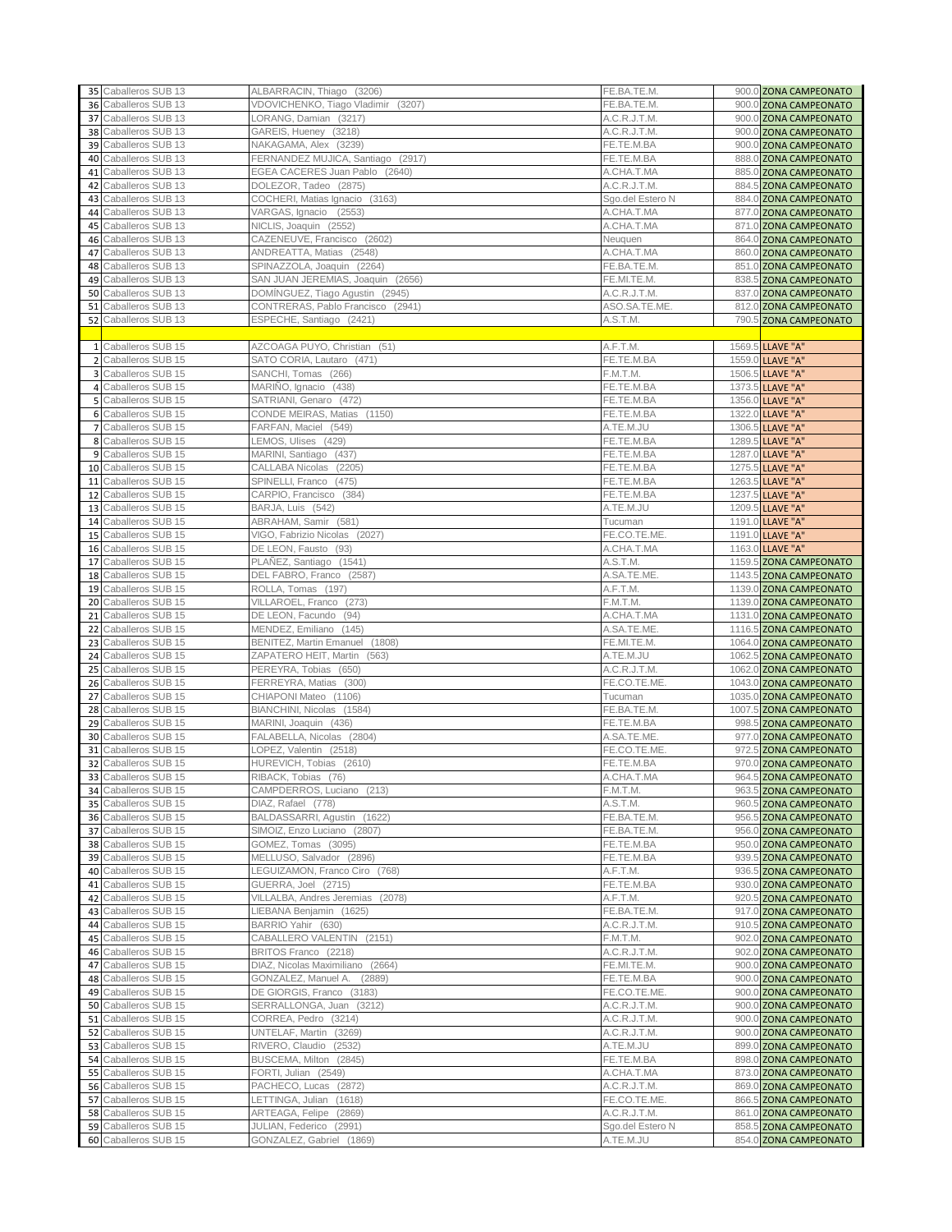| | | | | | |
|---|---|---|---|---|---|
| 35 | Caballeros SUB 13 | ALBARRACIN, Thiago (3206) | FE.BA.TE.M. | 900.0 | ZONA CAMPEONATO |
| 36 | Caballeros SUB 13 | VDOVICHENKO, Tiago Vladimir (3207) | FE.BA.TE.M. | 900.0 | ZONA CAMPEONATO |
| 37 | Caballeros SUB 13 | LORANG, Damian (3217) | A.C.R.J.T.M. | 900.0 | ZONA CAMPEONATO |
| 38 | Caballeros SUB 13 | GAREIS, Hueney (3218) | A.C.R.J.T.M. | 900.0 | ZONA CAMPEONATO |
| 39 | Caballeros SUB 13 | NAKAGAMA, Alex (3239) | FE.TE.M.BA | 900.0 | ZONA CAMPEONATO |
| 40 | Caballeros SUB 13 | FERNANDEZ MUJICA, Santiago (2917) | FE.TE.M.BA | 888.0 | ZONA CAMPEONATO |
| 41 | Caballeros SUB 13 | EGEA CACERES Juan Pablo (2640) | A.CHA.T.MA | 885.0 | ZONA CAMPEONATO |
| 42 | Caballeros SUB 13 | DOLEZOR, Tadeo (2875) | A.C.R.J.T.M. | 884.5 | ZONA CAMPEONATO |
| 43 | Caballeros SUB 13 | COCHERI, Matias Ignacio (3163) | Sgo.del Estero N | 884.0 | ZONA CAMPEONATO |
| 44 | Caballeros SUB 13 | VARGAS, Ignacio (2553) | A.CHA.T.MA | 877.0 | ZONA CAMPEONATO |
| 45 | Caballeros SUB 13 | NICLIS, Joaquin (2552) | A.CHA.T.MA | 871.0 | ZONA CAMPEONATO |
| 46 | Caballeros SUB 13 | CAZENEUVE, Francisco (2602) | Neuquen | 864.0 | ZONA CAMPEONATO |
| 47 | Caballeros SUB 13 | ANDREATTA, Matias (2548) | A.CHA.T.MA | 860.0 | ZONA CAMPEONATO |
| 48 | Caballeros SUB 13 | SPINAZZOLA, Joaquin (2264) | FE.BA.TE.M. | 851.0 | ZONA CAMPEONATO |
| 49 | Caballeros SUB 13 | SAN JUAN JEREMIAS, Joaquin (2656) | FE.MI.TE.M. | 838.5 | ZONA CAMPEONATO |
| 50 | Caballeros SUB 13 | DOMÍNGUEZ, Tiago Agustin (2945) | A.C.R.J.T.M. | 837.0 | ZONA CAMPEONATO |
| 51 | Caballeros SUB 13 | CONTRERAS, Pablo Francisco (2941) | ASO.SA.TE.ME. | 812.0 | ZONA CAMPEONATO |
| 52 | Caballeros SUB 13 | ESPECHE, Santiago (2421) | A.S.T.M. | 790.5 | ZONA CAMPEONATO |
| | | | | | |
| 1 | Caballeros SUB 15 | AZCOAGA PUYO, Christian (51) | A.F.T.M. | 1569.5 | LLAVE "A" |
| 2 | Caballeros SUB 15 | SATO CORIA, Lautaro (471) | FE.TE.M.BA | 1559.0 | LLAVE "A" |
| 3 | Caballeros SUB 15 | SANCHI, Tomas (266) | F.M.T.M. | 1506.5 | LLAVE "A" |
| 4 | Caballeros SUB 15 | MARIÑO, Ignacio (438) | FE.TE.M.BA | 1373.5 | LLAVE "A" |
| 5 | Caballeros SUB 15 | SATRIANI, Genaro (472) | FE.TE.M.BA | 1356.0 | LLAVE "A" |
| 6 | Caballeros SUB 15 | CONDE MEIRAS, Matias (1150) | FE.TE.M.BA | 1322.0 | LLAVE "A" |
| 7 | Caballeros SUB 15 | FARFAN, Maciel (549) | A.TE.M.JU | 1306.5 | LLAVE "A" |
| 8 | Caballeros SUB 15 | LEMOS, Ulises (429) | FE.TE.M.BA | 1289.5 | LLAVE "A" |
| 9 | Caballeros SUB 15 | MARINI, Santiago (437) | FE.TE.M.BA | 1287.0 | LLAVE "A" |
| 10 | Caballeros SUB 15 | CALLABA Nicolas (2205) | FE.TE.M.BA | 1275.5 | LLAVE "A" |
| 11 | Caballeros SUB 15 | SPINELLI, Franco (475) | FE.TE.M.BA | 1263.5 | LLAVE "A" |
| 12 | Caballeros SUB 15 | CARPIO, Francisco (384) | FE.TE.M.BA | 1237.5 | LLAVE "A" |
| 13 | Caballeros SUB 15 | BARJA, Luis (542) | A.TE.M.JU | 1209.5 | LLAVE "A" |
| 14 | Caballeros SUB 15 | ABRAHAM, Samir (581) | Tucuman | 1191.0 | LLAVE "A" |
| 15 | Caballeros SUB 15 | VIGO, Fabrizio Nicolas (2027) | FE.CO.TE.ME. | 1191.0 | LLAVE "A" |
| 16 | Caballeros SUB 15 | DE LEON, Fausto (93) | A.CHA.T.MA | 1163.0 | LLAVE "A" |
| 17 | Caballeros SUB 15 | PLAÑEZ, Santiago (1541) | A.S.T.M. | 1159.5 | ZONA CAMPEONATO |
| 18 | Caballeros SUB 15 | DEL FABRO, Franco (2587) | A.SA.TE.ME. | 1143.5 | ZONA CAMPEONATO |
| 19 | Caballeros SUB 15 | ROLLA, Tomas (197) | A.F.T.M. | 1139.0 | ZONA CAMPEONATO |
| 20 | Caballeros SUB 15 | VILLAROEL, Franco (273) | F.M.T.M. | 1139.0 | ZONA CAMPEONATO |
| 21 | Caballeros SUB 15 | DE LEON, Facundo (94) | A.CHA.T.MA | 1131.0 | ZONA CAMPEONATO |
| 22 | Caballeros SUB 15 | MENDEZ, Emiliano (145) | A.SA.TE.ME. | 1116.5 | ZONA CAMPEONATO |
| 23 | Caballeros SUB 15 | BENITEZ, Martin Emanuel (1808) | FE.MI.TE.M. | 1064.0 | ZONA CAMPEONATO |
| 24 | Caballeros SUB 15 | ZAPATERO HEIT, Martin (563) | A.TE.M.JU | 1062.5 | ZONA CAMPEONATO |
| 25 | Caballeros SUB 15 | PEREYRA, Tobias (650) | A.C.R.J.T.M. | 1062.0 | ZONA CAMPEONATO |
| 26 | Caballeros SUB 15 | FERREYRA, Matias (300) | FE.CO.TE.ME. | 1043.0 | ZONA CAMPEONATO |
| 27 | Caballeros SUB 15 | CHIAPONI Mateo (1106) | Tucuman | 1035.0 | ZONA CAMPEONATO |
| 28 | Caballeros SUB 15 | BIANCHINI, Nicolas (1584) | FE.BA.TE.M. | 1007.5 | ZONA CAMPEONATO |
| 29 | Caballeros SUB 15 | MARINI, Joaquin (436) | FE.TE.M.BA | 998.5 | ZONA CAMPEONATO |
| 30 | Caballeros SUB 15 | FALABELLA, Nicolas (2804) | A.SA.TE.ME. | 977.0 | ZONA CAMPEONATO |
| 31 | Caballeros SUB 15 | LOPEZ, Valentin (2518) | FE.CO.TE.ME. | 972.5 | ZONA CAMPEONATO |
| 32 | Caballeros SUB 15 | HUREVICH, Tobias (2610) | FE.TE.M.BA | 970.0 | ZONA CAMPEONATO |
| 33 | Caballeros SUB 15 | RIBACK, Tobias (76) | A.CHA.T.MA | 964.5 | ZONA CAMPEONATO |
| 34 | Caballeros SUB 15 | CAMPDERROS, Luciano (213) | F.M.T.M. | 963.5 | ZONA CAMPEONATO |
| 35 | Caballeros SUB 15 | DIAZ, Rafael (778) | A.S.T.M. | 960.5 | ZONA CAMPEONATO |
| 36 | Caballeros SUB 15 | BALDASSARRI, Agustin (1622) | FE.BA.TE.M. | 956.5 | ZONA CAMPEONATO |
| 37 | Caballeros SUB 15 | SIMOIZ, Enzo Luciano (2807) | FE.BA.TE.M. | 956.0 | ZONA CAMPEONATO |
| 38 | Caballeros SUB 15 | GOMEZ, Tomas (3095) | FE.TE.M.BA | 950.0 | ZONA CAMPEONATO |
| 39 | Caballeros SUB 15 | MELLUSO, Salvador (2896) | FE.TE.M.BA | 939.5 | ZONA CAMPEONATO |
| 40 | Caballeros SUB 15 | LEGUIZAMON, Franco Ciro (768) | A.F.T.M. | 936.5 | ZONA CAMPEONATO |
| 41 | Caballeros SUB 15 | GUERRA, Joel (2715) | FE.TE.M.BA | 930.0 | ZONA CAMPEONATO |
| 42 | Caballeros SUB 15 | VILLALBA, Andres Jeremias (2078) | A.F.T.M. | 920.5 | ZONA CAMPEONATO |
| 43 | Caballeros SUB 15 | LIEBANA Benjamin (1625) | FE.BA.TE.M. | 917.0 | ZONA CAMPEONATO |
| 44 | Caballeros SUB 15 | BARRIO Yahir (630) | A.C.R.J.T.M. | 910.5 | ZONA CAMPEONATO |
| 45 | Caballeros SUB 15 | CABALLERO VALENTIN (2151) | F.M.T.M. | 902.0 | ZONA CAMPEONATO |
| 46 | Caballeros SUB 15 | BRITOS Franco (2218) | A.C.R.J.T.M. | 902.0 | ZONA CAMPEONATO |
| 47 | Caballeros SUB 15 | DIAZ, Nicolas Maximiliano (2664) | FE.MI.TE.M. | 900.0 | ZONA CAMPEONATO |
| 48 | Caballeros SUB 15 | GONZALEZ, Manuel A. (2889) | FE.TE.M.BA | 900.0 | ZONA CAMPEONATO |
| 49 | Caballeros SUB 15 | DE GIORGIS, Franco (3183) | FE.CO.TE.ME. | 900.0 | ZONA CAMPEONATO |
| 50 | Caballeros SUB 15 | SERRALLONGA, Juan (3212) | A.C.R.J.T.M. | 900.0 | ZONA CAMPEONATO |
| 51 | Caballeros SUB 15 | CORREA, Pedro (3214) | A.C.R.J.T.M. | 900.0 | ZONA CAMPEONATO |
| 52 | Caballeros SUB 15 | UNTELAF, Martin (3269) | A.C.R.J.T.M. | 900.0 | ZONA CAMPEONATO |
| 53 | Caballeros SUB 15 | RIVERO, Claudio (2532) | A.TE.M.JU | 899.0 | ZONA CAMPEONATO |
| 54 | Caballeros SUB 15 | BUSCEMA, Milton (2845) | FE.TE.M.BA | 898.0 | ZONA CAMPEONATO |
| 55 | Caballeros SUB 15 | FORTI, Julian (2549) | A.CHA.T.MA | 873.0 | ZONA CAMPEONATO |
| 56 | Caballeros SUB 15 | PACHECO, Lucas (2872) | A.C.R.J.T.M. | 869.0 | ZONA CAMPEONATO |
| 57 | Caballeros SUB 15 | LETTINGA, Julian (1618) | FE.CO.TE.ME. | 866.5 | ZONA CAMPEONATO |
| 58 | Caballeros SUB 15 | ARTEAGA, Felipe (2869) | A.C.R.J.T.M. | 861.0 | ZONA CAMPEONATO |
| 59 | Caballeros SUB 15 | JULIAN, Federico (2991) | Sgo.del Estero N | 858.5 | ZONA CAMPEONATO |
| 60 | Caballeros SUB 15 | GONZALEZ, Gabriel (1869) | A.TE.M.JU | 854.0 | ZONA CAMPEONATO |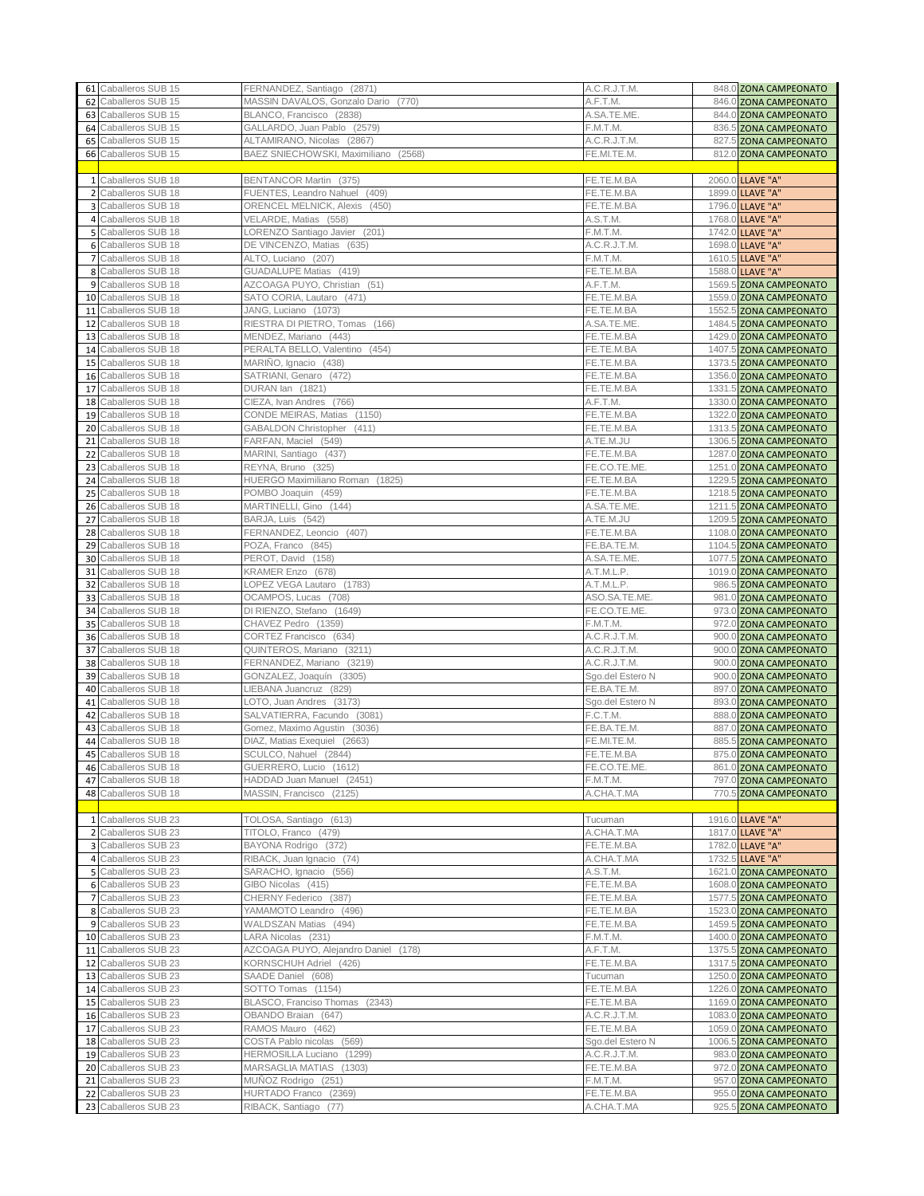| | | | | | |
|---|---|---|---|---|---|
| 61 | Caballeros SUB 15 | FERNANDEZ, Santiago (2871) | A.C.R.J.T.M. | 848.0 | ZONA CAMPEONATO |
| 62 | Caballeros SUB 15 | MASSIN DAVALOS, Gonzalo Dario (770) | A.F.T.M. | 846.0 | ZONA CAMPEONATO |
| 63 | Caballeros SUB 15 | BLANCO, Francisco (2838) | A.SA.TE.ME. | 844.0 | ZONA CAMPEONATO |
| 64 | Caballeros SUB 15 | GALLARDO, Juan Pablo (2579) | F.M.T.M. | 836.5 | ZONA CAMPEONATO |
| 65 | Caballeros SUB 15 | ALTAMIRANO, Nicolas (2867) | A.C.R.J.T.M. | 827.5 | ZONA CAMPEONATO |
| 66 | Caballeros SUB 15 | BAEZ SNIECHOWSKI, Maximiliano (2568) | FE.MI.TE.M. | 812.0 | ZONA CAMPEONATO |
| | | | | | |
| 1 | Caballeros SUB 18 | BENTANCOR Martin (375) | FE.TE.M.BA | 2060.0 | LLAVE "A" |
| 2 | Caballeros SUB 18 | FUENTES, Leandro Nahuel (409) | FE.TE.M.BA | 1899.0 | LLAVE "A" |
| 3 | Caballeros SUB 18 | ORENCEL MELNICK, Alexis (450) | FE.TE.M.BA | 1796.0 | LLAVE "A" |
| 4 | Caballeros SUB 18 | VELARDE, Matias (558) | A.S.T.M. | 1768.0 | LLAVE "A" |
| 5 | Caballeros SUB 18 | LORENZO Santiago Javier (201) | F.M.T.M. | 1742.0 | LLAVE "A" |
| 6 | Caballeros SUB 18 | DE VINCENZO, Matias (635) | A.C.R.J.T.M. | 1698.0 | LLAVE "A" |
| 7 | Caballeros SUB 18 | ALTO, Luciano (207) | F.M.T.M. | 1610.5 | LLAVE "A" |
| 8 | Caballeros SUB 18 | GUADALUPE Matias (419) | FE.TE.M.BA | 1588.0 | LLAVE "A" |
| 9 | Caballeros SUB 18 | AZCOAGA PUYO, Christian (51) | A.F.T.M. | 1569.5 | ZONA CAMPEONATO |
| 10 | Caballeros SUB 18 | SATO CORIA, Lautaro (471) | FE.TE.M.BA | 1559.0 | ZONA CAMPEONATO |
| 11 | Caballeros SUB 18 | JANG, Luciano (1073) | FE.TE.M.BA | 1552.5 | ZONA CAMPEONATO |
| 12 | Caballeros SUB 18 | RIESTRA DI PIETRO, Tomas (166) | A.SA.TE.ME. | 1484.5 | ZONA CAMPEONATO |
| 13 | Caballeros SUB 18 | MENDEZ, Mariano (443) | FE.TE.M.BA | 1429.0 | ZONA CAMPEONATO |
| 14 | Caballeros SUB 18 | PERALTA BELLO, Valentino (454) | FE.TE.M.BA | 1407.5 | ZONA CAMPEONATO |
| 15 | Caballeros SUB 18 | MARIÑO, Ignacio (438) | FE.TE.M.BA | 1373.5 | ZONA CAMPEONATO |
| 16 | Caballeros SUB 18 | SATRIANI, Genaro (472) | FE.TE.M.BA | 1356.0 | ZONA CAMPEONATO |
| 17 | Caballeros SUB 18 | DURAN Ian (1821) | FE.TE.M.BA | 1331.5 | ZONA CAMPEONATO |
| 18 | Caballeros SUB 18 | CIEZA, Ivan Andres (766) | A.F.T.M. | 1330.0 | ZONA CAMPEONATO |
| 19 | Caballeros SUB 18 | CONDE MEIRAS, Matias (1150) | FE.TE.M.BA | 1322.0 | ZONA CAMPEONATO |
| 20 | Caballeros SUB 18 | GABALDON Christopher (411) | FE.TE.M.BA | 1313.5 | ZONA CAMPEONATO |
| 21 | Caballeros SUB 18 | FARFAN, Maciel (549) | A.TE.M.JU | 1306.5 | ZONA CAMPEONATO |
| 22 | Caballeros SUB 18 | MARINI, Santiago (437) | FE.TE.M.BA | 1287.0 | ZONA CAMPEONATO |
| 23 | Caballeros SUB 18 | REYNA, Bruno (325) | FE.CO.TE.ME. | 1251.0 | ZONA CAMPEONATO |
| 24 | Caballeros SUB 18 | HUERGO Maximiliano Roman (1825) | FE.TE.M.BA | 1229.5 | ZONA CAMPEONATO |
| 25 | Caballeros SUB 18 | POMBO Joaquin (459) | FE.TE.M.BA | 1218.5 | ZONA CAMPEONATO |
| 26 | Caballeros SUB 18 | MARTINELLI, Gino (144) | A.SA.TE.ME. | 1211.5 | ZONA CAMPEONATO |
| 27 | Caballeros SUB 18 | BARJA, Luis (542) | A.TE.M.JU | 1209.5 | ZONA CAMPEONATO |
| 28 | Caballeros SUB 18 | FERNANDEZ, Leoncio (407) | FE.TE.M.BA | 1108.0 | ZONA CAMPEONATO |
| 29 | Caballeros SUB 18 | POZA, Franco (845) | FE.BA.TE.M. | 1104.5 | ZONA CAMPEONATO |
| 30 | Caballeros SUB 18 | PEROT, David (158) | A.SA.TE.ME. | 1077.5 | ZONA CAMPEONATO |
| 31 | Caballeros SUB 18 | KRAMER Enzo (678) | A.T.M.L.P. | 1019.0 | ZONA CAMPEONATO |
| 32 | Caballeros SUB 18 | LOPEZ VEGA Lautaro (1783) | A.T.M.L.P. | 986.5 | ZONA CAMPEONATO |
| 33 | Caballeros SUB 18 | OCAMPOS, Lucas (708) | ASO.SA.TE.ME. | 981.0 | ZONA CAMPEONATO |
| 34 | Caballeros SUB 18 | DI RIENZO, Stefano (1649) | FE.CO.TE.ME. | 973.0 | ZONA CAMPEONATO |
| 35 | Caballeros SUB 18 | CHAVEZ Pedro (1359) | F.M.T.M. | 972.0 | ZONA CAMPEONATO |
| 36 | Caballeros SUB 18 | CORTEZ Francisco (634) | A.C.R.J.T.M. | 900.0 | ZONA CAMPEONATO |
| 37 | Caballeros SUB 18 | QUINTEROS, Mariano (3211) | A.C.R.J.T.M. | 900.0 | ZONA CAMPEONATO |
| 38 | Caballeros SUB 18 | FERNANDEZ, Mariano (3219) | A.C.R.J.T.M. | 900.0 | ZONA CAMPEONATO |
| 39 | Caballeros SUB 18 | GONZALEZ, Joaquín (3305) | Sgo.del Estero N | 900.0 | ZONA CAMPEONATO |
| 40 | Caballeros SUB 18 | LIEBANA Juancruz (829) | FE.BA.TE.M. | 897.0 | ZONA CAMPEONATO |
| 41 | Caballeros SUB 18 | LOTO, Juan Andres (3173) | Sgo.del Estero N | 893.0 | ZONA CAMPEONATO |
| 42 | Caballeros SUB 18 | SALVATIERRA, Facundo (3081) | F.C.T.M. | 888.0 | ZONA CAMPEONATO |
| 43 | Caballeros SUB 18 | Gomez, Maximo Agustin (3036) | FE.BA.TE.M. | 887.0 | ZONA CAMPEONATO |
| 44 | Caballeros SUB 18 | DIAZ, Matias Exequiel (2663) | FE.MI.TE.M. | 885.5 | ZONA CAMPEONATO |
| 45 | Caballeros SUB 18 | SCULCO, Nahuel (2844) | FE.TE.M.BA | 875.0 | ZONA CAMPEONATO |
| 46 | Caballeros SUB 18 | GUERRERO, Lucio (1612) | FE.CO.TE.ME. | 861.0 | ZONA CAMPEONATO |
| 47 | Caballeros SUB 18 | HADDAD Juan Manuel (2451) | F.M.T.M. | 797.0 | ZONA CAMPEONATO |
| 48 | Caballeros SUB 18 | MASSIN, Francisco (2125) | A.CHA.T.MA | 770.5 | ZONA CAMPEONATO |
| | | | | | |
| 1 | Caballeros SUB 23 | TOLOSA, Santiago (613) | Tucuman | 1916.0 | LLAVE "A" |
| 2 | Caballeros SUB 23 | TITOLO, Franco (479) | A.CHA.T.MA | 1817.0 | LLAVE "A" |
| 3 | Caballeros SUB 23 | BAYONA Rodrigo (372) | FE.TE.M.BA | 1782.0 | LLAVE "A" |
| 4 | Caballeros SUB 23 | RIBACK, Juan Ignacio (74) | A.CHA.T.MA | 1732.5 | LLAVE "A" |
| 5 | Caballeros SUB 23 | SARACHO, Ignacio (556) | A.S.T.M. | 1621.0 | ZONA CAMPEONATO |
| 6 | Caballeros SUB 23 | GIBO Nicolas (415) | FE.TE.M.BA | 1608.0 | ZONA CAMPEONATO |
| 7 | Caballeros SUB 23 | CHERNY Federico (387) | FE.TE.M.BA | 1577.5 | ZONA CAMPEONATO |
| 8 | Caballeros SUB 23 | YAMAMOTO Leandro (496) | FE.TE.M.BA | 1523.0 | ZONA CAMPEONATO |
| 9 | Caballeros SUB 23 | WALDSZAN Matias (494) | FE.TE.M.BA | 1459.5 | ZONA CAMPEONATO |
| 10 | Caballeros SUB 23 | LARA Nicolas (231) | F.M.T.M. | 1400.0 | ZONA CAMPEONATO |
| 11 | Caballeros SUB 23 | AZCOAGA PUYO, Alejandro Daniel (178) | A.F.T.M. | 1375.5 | ZONA CAMPEONATO |
| 12 | Caballeros SUB 23 | KORNSCHUH Adriel (426) | FE.TE.M.BA | 1317.5 | ZONA CAMPEONATO |
| 13 | Caballeros SUB 23 | SAADE Daniel (608) | Tucuman | 1250.0 | ZONA CAMPEONATO |
| 14 | Caballeros SUB 23 | SOTTO Tomas (1154) | FE.TE.M.BA | 1226.0 | ZONA CAMPEONATO |
| 15 | Caballeros SUB 23 | BLASCO, Franciso Thomas (2343) | FE.TE.M.BA | 1169.0 | ZONA CAMPEONATO |
| 16 | Caballeros SUB 23 | OBANDO Braian (647) | A.C.R.J.T.M. | 1083.0 | ZONA CAMPEONATO |
| 17 | Caballeros SUB 23 | RAMOS Mauro (462) | FE.TE.M.BA | 1059.0 | ZONA CAMPEONATO |
| 18 | Caballeros SUB 23 | COSTA Pablo nicolas (569) | Sgo.del Estero N | 1006.5 | ZONA CAMPEONATO |
| 19 | Caballeros SUB 23 | HERMOSILLA Luciano (1299) | A.C.R.J.T.M. | 983.0 | ZONA CAMPEONATO |
| 20 | Caballeros SUB 23 | MARSAGLIA MATIAS (1303) | FE.TE.M.BA | 972.0 | ZONA CAMPEONATO |
| 21 | Caballeros SUB 23 | MUÑOZ Rodrigo (251) | F.M.T.M. | 957.0 | ZONA CAMPEONATO |
| 22 | Caballeros SUB 23 | HURTADO Franco (2369) | FE.TE.M.BA | 955.0 | ZONA CAMPEONATO |
| 23 | Caballeros SUB 23 | RIBACK, Santiago (77) | A.CHA.T.MA | 925.5 | ZONA CAMPEONATO |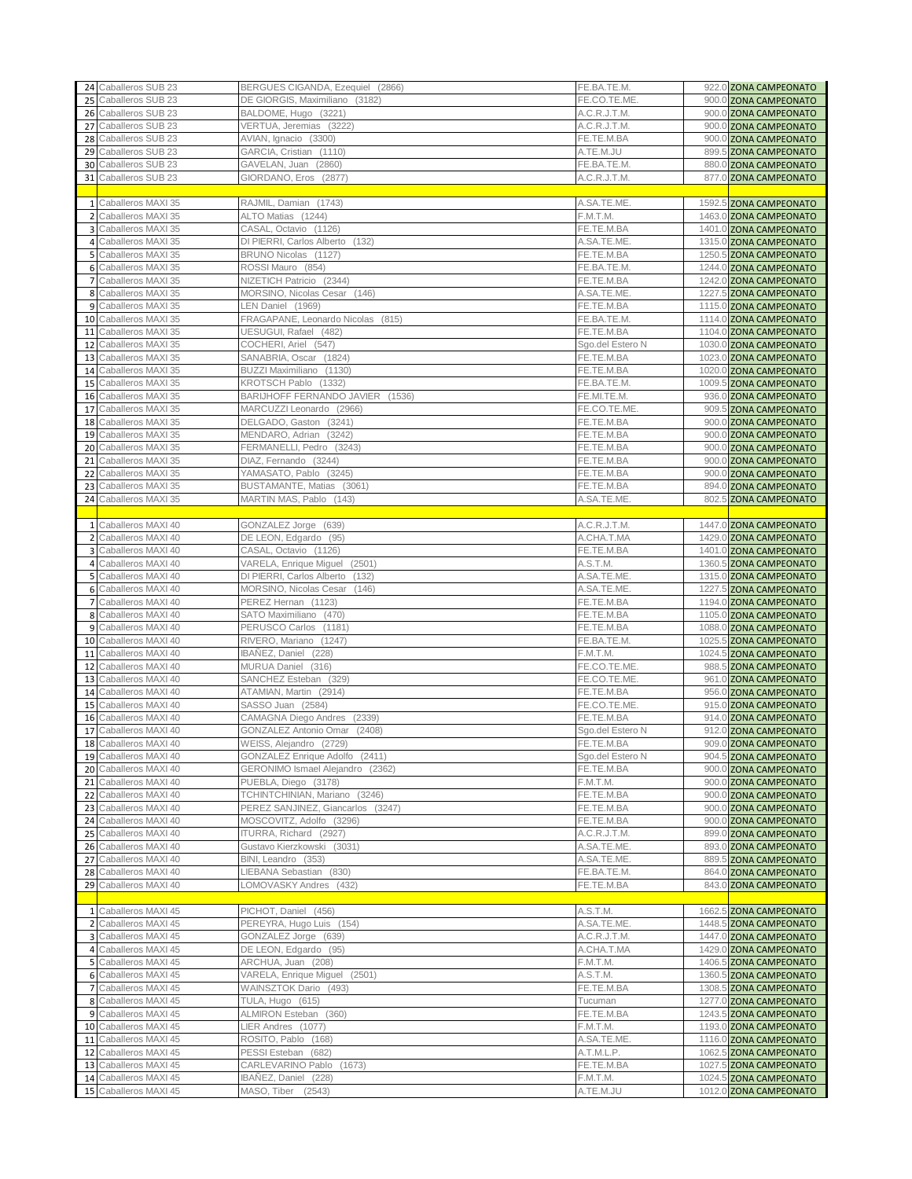| | | | | | |
|---|---|---|---|---|---|
| 24 | Caballeros SUB 23 | BERGUES CIGANDA, Ezequiel (2866) | FE.BA.TE.M. | 922.0 | ZONA CAMPEONATO |
| 25 | Caballeros SUB 23 | DE GIORGIS, Maximiliano (3182) | FE.CO.TE.ME. | 900.0 | ZONA CAMPEONATO |
| 26 | Caballeros SUB 23 | BALDOME, Hugo (3221) | A.C.R.J.T.M. | 900.0 | ZONA CAMPEONATO |
| 27 | Caballeros SUB 23 | VERTUA, Jeremias (3222) | A.C.R.J.T.M. | 900.0 | ZONA CAMPEONATO |
| 28 | Caballeros SUB 23 | AVIAN, Ignacio (3300) | FE.TE.M.BA | 900.0 | ZONA CAMPEONATO |
| 29 | Caballeros SUB 23 | GARCIA, Cristian (1110) | A.TE.M.JU | 899.5 | ZONA CAMPEONATO |
| 30 | Caballeros SUB 23 | GAVELAN, Juan (2860) | FE.BA.TE.M. | 880.0 | ZONA CAMPEONATO |
| 31 | Caballeros SUB 23 | GIORDANO, Eros (2877) | A.C.R.J.T.M. | 877.0 | ZONA CAMPEONATO |
| | | | | | |
| 1 | Caballeros MAXI 35 | RAJMIL, Damian (1743) | A.SA.TE.ME. | 1592.5 | ZONA CAMPEONATO |
| 2 | Caballeros MAXI 35 | ALTO Matias (1244) | F.M.T.M. | 1463.0 | ZONA CAMPEONATO |
| 3 | Caballeros MAXI 35 | CASAL, Octavio (1126) | FE.TE.M.BA | 1401.0 | ZONA CAMPEONATO |
| 4 | Caballeros MAXI 35 | DI PIERRI, Carlos Alberto (132) | A.SA.TE.ME. | 1315.0 | ZONA CAMPEONATO |
| 5 | Caballeros MAXI 35 | BRUNO Nicolas (1127) | FE.TE.M.BA | 1250.5 | ZONA CAMPEONATO |
| 6 | Caballeros MAXI 35 | ROSSI Mauro (854) | FE.BA.TE.M. | 1244.0 | ZONA CAMPEONATO |
| 7 | Caballeros MAXI 35 | NIZETICH Patricio (2344) | FE.TE.M.BA | 1242.0 | ZONA CAMPEONATO |
| 8 | Caballeros MAXI 35 | MORSINO, Nicolas Cesar (146) | A.SA.TE.ME. | 1227.5 | ZONA CAMPEONATO |
| 9 | Caballeros MAXI 35 | LEN Daniel (1969) | FE.TE.M.BA | 1115.0 | ZONA CAMPEONATO |
| 10 | Caballeros MAXI 35 | FRAGAPANE, Leonardo Nicolas (815) | FE.BA.TE.M. | 1114.0 | ZONA CAMPEONATO |
| 11 | Caballeros MAXI 35 | UESUGUI, Rafael (482) | FE.TE.M.BA | 1104.0 | ZONA CAMPEONATO |
| 12 | Caballeros MAXI 35 | COCHERI, Ariel (547) | Sgo.del Estero N | 1030.0 | ZONA CAMPEONATO |
| 13 | Caballeros MAXI 35 | SANABRIA, Oscar (1824) | FE.TE.M.BA | 1023.0 | ZONA CAMPEONATO |
| 14 | Caballeros MAXI 35 | BUZZI Maximiliano (1130) | FE.TE.M.BA | 1020.0 | ZONA CAMPEONATO |
| 15 | Caballeros MAXI 35 | KROTSCH Pablo (1332) | FE.BA.TE.M. | 1009.5 | ZONA CAMPEONATO |
| 16 | Caballeros MAXI 35 | BARIJHOFF FERNANDO JAVIER (1536) | FE.MI.TE.M. | 936.0 | ZONA CAMPEONATO |
| 17 | Caballeros MAXI 35 | MARCUZZI Leonardo (2966) | FE.CO.TE.ME. | 909.5 | ZONA CAMPEONATO |
| 18 | Caballeros MAXI 35 | DELGADO, Gaston (3241) | FE.TE.M.BA | 900.0 | ZONA CAMPEONATO |
| 19 | Caballeros MAXI 35 | MENDARO, Adrian (3242) | FE.TE.M.BA | 900.0 | ZONA CAMPEONATO |
| 20 | Caballeros MAXI 35 | FERMANELLI, Pedro (3243) | FE.TE.M.BA | 900.0 | ZONA CAMPEONATO |
| 21 | Caballeros MAXI 35 | DIAZ, Fernando (3244) | FE.TE.M.BA | 900.0 | ZONA CAMPEONATO |
| 22 | Caballeros MAXI 35 | YAMASATO, Pablo (3245) | FE.TE.M.BA | 900.0 | ZONA CAMPEONATO |
| 23 | Caballeros MAXI 35 | BUSTAMANTE, Matias (3061) | FE.TE.M.BA | 894.0 | ZONA CAMPEONATO |
| 24 | Caballeros MAXI 35 | MARTIN MAS, Pablo (143) | A.SA.TE.ME. | 802.5 | ZONA CAMPEONATO |
| | | | | | |
| 1 | Caballeros MAXI 40 | GONZALEZ Jorge (639) | A.C.R.J.T.M. | 1447.0 | ZONA CAMPEONATO |
| 2 | Caballeros MAXI 40 | DE LEON, Edgardo (95) | A.CHA.T.MA | 1429.0 | ZONA CAMPEONATO |
| 3 | Caballeros MAXI 40 | CASAL, Octavio (1126) | FE.TE.M.BA | 1401.0 | ZONA CAMPEONATO |
| 4 | Caballeros MAXI 40 | VARELA, Enrique Miguel (2501) | A.S.T.M. | 1360.5 | ZONA CAMPEONATO |
| 5 | Caballeros MAXI 40 | DI PIERRI, Carlos Alberto (132) | A.SA.TE.ME. | 1315.0 | ZONA CAMPEONATO |
| 6 | Caballeros MAXI 40 | MORSINO, Nicolas Cesar (146) | A.SA.TE.ME. | 1227.5 | ZONA CAMPEONATO |
| 7 | Caballeros MAXI 40 | PEREZ Hernan (1123) | FE.TE.M.BA | 1194.0 | ZONA CAMPEONATO |
| 8 | Caballeros MAXI 40 | SATO Maximiliano (470) | FE.TE.M.BA | 1105.0 | ZONA CAMPEONATO |
| 9 | Caballeros MAXI 40 | PERUSCO Carlos (1181) | FE.TE.M.BA | 1088.0 | ZONA CAMPEONATO |
| 10 | Caballeros MAXI 40 | RIVERO, Mariano (1247) | FE.BA.TE.M. | 1025.5 | ZONA CAMPEONATO |
| 11 | Caballeros MAXI 40 | IBAÑEZ, Daniel (228) | F.M.T.M. | 1024.5 | ZONA CAMPEONATO |
| 12 | Caballeros MAXI 40 | MURUA Daniel (316) | FE.CO.TE.ME. | 988.5 | ZONA CAMPEONATO |
| 13 | Caballeros MAXI 40 | SANCHEZ Esteban (329) | FE.CO.TE.ME. | 961.0 | ZONA CAMPEONATO |
| 14 | Caballeros MAXI 40 | ATAMIAN, Martin (2914) | FE.TE.M.BA | 956.0 | ZONA CAMPEONATO |
| 15 | Caballeros MAXI 40 | SASSO Juan (2584) | FE.CO.TE.ME. | 915.0 | ZONA CAMPEONATO |
| 16 | Caballeros MAXI 40 | CAMAGNA Diego Andres (2339) | FE.TE.M.BA | 914.0 | ZONA CAMPEONATO |
| 17 | Caballeros MAXI 40 | GONZALEZ Antonio Omar (2408) | Sgo.del Estero N | 912.0 | ZONA CAMPEONATO |
| 18 | Caballeros MAXI 40 | WEISS, Alejandro (2729) | FE.TE.M.BA | 909.0 | ZONA CAMPEONATO |
| 19 | Caballeros MAXI 40 | GONZALEZ Enrique Adolfo (2411) | Sgo.del Estero N | 904.5 | ZONA CAMPEONATO |
| 20 | Caballeros MAXI 40 | GERONIMO Ismael Alejandro (2362) | FE.TE.M.BA | 900.0 | ZONA CAMPEONATO |
| 21 | Caballeros MAXI 40 | PUEBLA, Diego (3178) | F.M.T.M. | 900.0 | ZONA CAMPEONATO |
| 22 | Caballeros MAXI 40 | TCHINTCHINIAN, Mariano (3246) | FE.TE.M.BA | 900.0 | ZONA CAMPEONATO |
| 23 | Caballeros MAXI 40 | PEREZ SANJINEZ, Giancarlos (3247) | FE.TE.M.BA | 900.0 | ZONA CAMPEONATO |
| 24 | Caballeros MAXI 40 | MOSCOVITZ, Adolfo (3296) | FE.TE.M.BA | 900.0 | ZONA CAMPEONATO |
| 25 | Caballeros MAXI 40 | ITURRA, Richard (2927) | A.C.R.J.T.M. | 899.0 | ZONA CAMPEONATO |
| 26 | Caballeros MAXI 40 | Gustavo Kierzkowski (3031) | A.SA.TE.ME. | 893.0 | ZONA CAMPEONATO |
| 27 | Caballeros MAXI 40 | BINI, Leandro (353) | A.SA.TE.ME. | 889.5 | ZONA CAMPEONATO |
| 28 | Caballeros MAXI 40 | LIEBANA Sebastian (830) | FE.BA.TE.M. | 864.0 | ZONA CAMPEONATO |
| 29 | Caballeros MAXI 40 | LOMOVASKY Andres (432) | FE.TE.M.BA | 843.0 | ZONA CAMPEONATO |
| | | | | | |
| 1 | Caballeros MAXI 45 | PICHOT, Daniel (456) | A.S.T.M. | 1662.5 | ZONA CAMPEONATO |
| 2 | Caballeros MAXI 45 | PEREYRA, Hugo Luis (154) | A.SA.TE.ME. | 1448.5 | ZONA CAMPEONATO |
| 3 | Caballeros MAXI 45 | GONZALEZ Jorge (639) | A.C.R.J.T.M. | 1447.0 | ZONA CAMPEONATO |
| 4 | Caballeros MAXI 45 | DE LEON, Edgardo (95) | A.CHA.T.MA | 1429.0 | ZONA CAMPEONATO |
| 5 | Caballeros MAXI 45 | ARCHUA, Juan (208) | F.M.T.M. | 1406.5 | ZONA CAMPEONATO |
| 6 | Caballeros MAXI 45 | VARELA, Enrique Miguel (2501) | A.S.T.M. | 1360.5 | ZONA CAMPEONATO |
| 7 | Caballeros MAXI 45 | WAINSZTOK Dario (493) | FE.TE.M.BA | 1308.5 | ZONA CAMPEONATO |
| 8 | Caballeros MAXI 45 | TULA, Hugo (615) | Tucuman | 1277.0 | ZONA CAMPEONATO |
| 9 | Caballeros MAXI 45 | ALMIRON Esteban (360) | FE.TE.M.BA | 1243.5 | ZONA CAMPEONATO |
| 10 | Caballeros MAXI 45 | LIER Andres (1077) | F.M.T.M. | 1193.0 | ZONA CAMPEONATO |
| 11 | Caballeros MAXI 45 | ROSITO, Pablo (168) | A.SA.TE.ME. | 1116.0 | ZONA CAMPEONATO |
| 12 | Caballeros MAXI 45 | PESSI Esteban (682) | A.T.M.L.P. | 1062.5 | ZONA CAMPEONATO |
| 13 | Caballeros MAXI 45 | CARLEVARINO Pablo (1673) | FE.TE.M.BA | 1027.5 | ZONA CAMPEONATO |
| 14 | Caballeros MAXI 45 | IBAÑEZ, Daniel (228) | F.M.T.M. | 1024.5 | ZONA CAMPEONATO |
| 15 | Caballeros MAXI 45 | MASO, Tiber (2543) | A.TE.M.JU | 1012.0 | ZONA CAMPEONATO |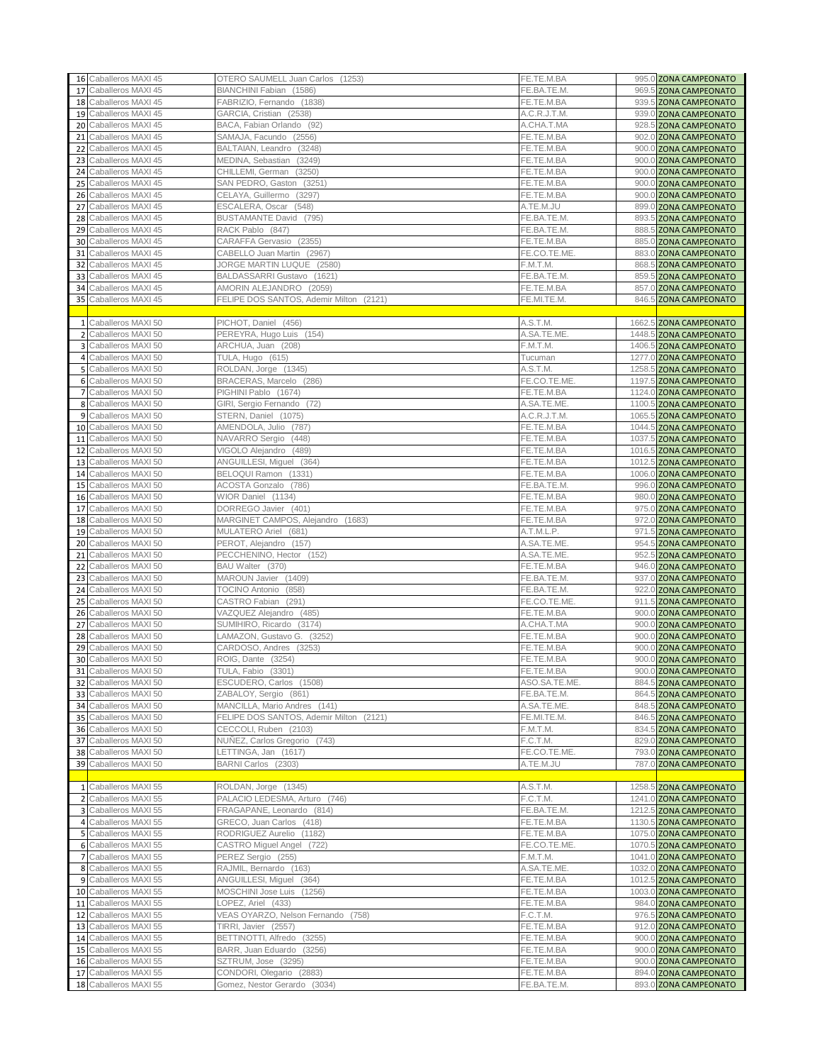| | | | | | |
|---|---|---|---|---|---|
| 16 | Caballeros MAXI 45 | OTERO SAUMELL Juan Carlos (1253) | FE.TE.M.BA | 995.0 | ZONA CAMPEONATO |
| 17 | Caballeros MAXI 45 | BIANCHINI Fabian (1586) | FE.BA.TE.M. | 969.5 | ZONA CAMPEONATO |
| 18 | Caballeros MAXI 45 | FABRIZIO, Fernando (1838) | FE.TE.M.BA | 939.5 | ZONA CAMPEONATO |
| 19 | Caballeros MAXI 45 | GARCIA, Cristian (2538) | A.C.R.J.T.M. | 939.0 | ZONA CAMPEONATO |
| 20 | Caballeros MAXI 45 | BACA, Fabian Orlando (92) | A.CHA.T.MA | 928.5 | ZONA CAMPEONATO |
| 21 | Caballeros MAXI 45 | SAMAJA, Facundo (2556) | FE.TE.M.BA | 902.0 | ZONA CAMPEONATO |
| 22 | Caballeros MAXI 45 | BALTAIAN, Leandro (3248) | FE.TE.M.BA | 900.0 | ZONA CAMPEONATO |
| 23 | Caballeros MAXI 45 | MEDINA, Sebastian (3249) | FE.TE.M.BA | 900.0 | ZONA CAMPEONATO |
| 24 | Caballeros MAXI 45 | CHILLEMI, German (3250) | FE.TE.M.BA | 900.0 | ZONA CAMPEONATO |
| 25 | Caballeros MAXI 45 | SAN PEDRO, Gaston (3251) | FE.TE.M.BA | 900.0 | ZONA CAMPEONATO |
| 26 | Caballeros MAXI 45 | CELAYA, Guillermo (3297) | FE.TE.M.BA | 900.0 | ZONA CAMPEONATO |
| 27 | Caballeros MAXI 45 | ESCALERA, Oscar (548) | A.TE.M.JU | 899.0 | ZONA CAMPEONATO |
| 28 | Caballeros MAXI 45 | BUSTAMANTE David (795) | FE.BA.TE.M. | 893.5 | ZONA CAMPEONATO |
| 29 | Caballeros MAXI 45 | RACK Pablo (847) | FE.BA.TE.M. | 888.5 | ZONA CAMPEONATO |
| 30 | Caballeros MAXI 45 | CARAFFA Gervasio (2355) | FE.TE.M.BA | 885.0 | ZONA CAMPEONATO |
| 31 | Caballeros MAXI 45 | CABELLO Juan Martin (2967) | FE.CO.TE.ME. | 883.0 | ZONA CAMPEONATO |
| 32 | Caballeros MAXI 45 | JORGE MARTIN LUQUE (2580) | F.M.T.M. | 868.5 | ZONA CAMPEONATO |
| 33 | Caballeros MAXI 45 | BALDASSARRI Gustavo (1621) | FE.BA.TE.M. | 859.5 | ZONA CAMPEONATO |
| 34 | Caballeros MAXI 45 | AMORIN ALEJANDRO (2059) | FE.TE.M.BA | 857.0 | ZONA CAMPEONATO |
| 35 | Caballeros MAXI 45 | FELIPE DOS SANTOS, Ademir Milton (2121) | FE.MI.TE.M. | 846.5 | ZONA CAMPEONATO |
| | | | | | |
| 1 | Caballeros MAXI 50 | PICHOT, Daniel (456) | A.S.T.M. | 1662.5 | ZONA CAMPEONATO |
| 2 | Caballeros MAXI 50 | PEREYRA, Hugo Luis (154) | A.SA.TE.ME. | 1448.5 | ZONA CAMPEONATO |
| 3 | Caballeros MAXI 50 | ARCHUA, Juan (208) | F.M.T.M. | 1406.5 | ZONA CAMPEONATO |
| 4 | Caballeros MAXI 50 | TULA, Hugo (615) | Tucuman | 1277.0 | ZONA CAMPEONATO |
| 5 | Caballeros MAXI 50 | ROLDAN, Jorge (1345) | A.S.T.M. | 1258.5 | ZONA CAMPEONATO |
| 6 | Caballeros MAXI 50 | BRACERAS, Marcelo (286) | FE.CO.TE.ME. | 1197.5 | ZONA CAMPEONATO |
| 7 | Caballeros MAXI 50 | PIGHINI Pablo (1674) | FE.TE.M.BA | 1124.0 | ZONA CAMPEONATO |
| 8 | Caballeros MAXI 50 | GIRI, Sergio Fernando (72) | A.SA.TE.ME. | 1100.5 | ZONA CAMPEONATO |
| 9 | Caballeros MAXI 50 | STERN, Daniel (1075) | A.C.R.J.T.M. | 1065.5 | ZONA CAMPEONATO |
| 10 | Caballeros MAXI 50 | AMENDOLA, Julio (787) | FE.TE.M.BA | 1044.5 | ZONA CAMPEONATO |
| 11 | Caballeros MAXI 50 | NAVARRO Sergio (448) | FE.TE.M.BA | 1037.5 | ZONA CAMPEONATO |
| 12 | Caballeros MAXI 50 | VIGOLO Alejandro (489) | FE.TE.M.BA | 1016.5 | ZONA CAMPEONATO |
| 13 | Caballeros MAXI 50 | ANGUILLESI, Miguel (364) | FE.TE.M.BA | 1012.5 | ZONA CAMPEONATO |
| 14 | Caballeros MAXI 50 | BELOQUI Ramon (1331) | FE.TE.M.BA | 1006.0 | ZONA CAMPEONATO |
| 15 | Caballeros MAXI 50 | ACOSTA Gonzalo (786) | FE.BA.TE.M. | 996.0 | ZONA CAMPEONATO |
| 16 | Caballeros MAXI 50 | WIOR Daniel (1134) | FE.TE.M.BA | 980.0 | ZONA CAMPEONATO |
| 17 | Caballeros MAXI 50 | DORREGO Javier (401) | FE.TE.M.BA | 975.0 | ZONA CAMPEONATO |
| 18 | Caballeros MAXI 50 | MARGINET CAMPOS, Alejandro (1683) | FE.TE.M.BA | 972.0 | ZONA CAMPEONATO |
| 19 | Caballeros MAXI 50 | MULATERO Ariel (681) | A.T.M.L.P. | 971.5 | ZONA CAMPEONATO |
| 20 | Caballeros MAXI 50 | PEROT, Alejandro (157) | A.SA.TE.ME. | 954.5 | ZONA CAMPEONATO |
| 21 | Caballeros MAXI 50 | PECCHENINO, Hector (152) | A.SA.TE.ME. | 952.5 | ZONA CAMPEONATO |
| 22 | Caballeros MAXI 50 | BAU Walter (370) | FE.TE.M.BA | 946.0 | ZONA CAMPEONATO |
| 23 | Caballeros MAXI 50 | MAROUN Javier (1409) | FE.BA.TE.M. | 937.0 | ZONA CAMPEONATO |
| 24 | Caballeros MAXI 50 | TOCINO Antonio (858) | FE.BA.TE.M. | 922.0 | ZONA CAMPEONATO |
| 25 | Caballeros MAXI 50 | CASTRO Fabian (291) | FE.CO.TE.ME. | 911.5 | ZONA CAMPEONATO |
| 26 | Caballeros MAXI 50 | VAZQUEZ Alejandro (485) | FE.TE.M.BA | 900.0 | ZONA CAMPEONATO |
| 27 | Caballeros MAXI 50 | SUMIHIRO, Ricardo (3174) | A.CHA.T.MA | 900.0 | ZONA CAMPEONATO |
| 28 | Caballeros MAXI 50 | LAMAZON, Gustavo G. (3252) | FE.TE.M.BA | 900.0 | ZONA CAMPEONATO |
| 29 | Caballeros MAXI 50 | CARDOSO, Andres (3253) | FE.TE.M.BA | 900.0 | ZONA CAMPEONATO |
| 30 | Caballeros MAXI 50 | ROIG, Dante (3254) | FE.TE.M.BA | 900.0 | ZONA CAMPEONATO |
| 31 | Caballeros MAXI 50 | TULA, Fabio (3301) | FE.TE.M.BA | 900.0 | ZONA CAMPEONATO |
| 32 | Caballeros MAXI 50 | ESCUDERO, Carlos (1508) | ASO.SA.TE.ME. | 884.5 | ZONA CAMPEONATO |
| 33 | Caballeros MAXI 50 | ZABALOY, Sergio (861) | FE.BA.TE.M. | 864.5 | ZONA CAMPEONATO |
| 34 | Caballeros MAXI 50 | MANCILLA, Mario Andres (141) | A.SA.TE.ME. | 848.5 | ZONA CAMPEONATO |
| 35 | Caballeros MAXI 50 | FELIPE DOS SANTOS, Ademir Milton (2121) | FE.MI.TE.M. | 846.5 | ZONA CAMPEONATO |
| 36 | Caballeros MAXI 50 | CECCOLI, Ruben (2103) | F.M.T.M. | 834.5 | ZONA CAMPEONATO |
| 37 | Caballeros MAXI 50 | NUÑEZ, Carlos Gregorio (743) | F.C.T.M. | 829.0 | ZONA CAMPEONATO |
| 38 | Caballeros MAXI 50 | LETTINGA, Jan (1617) | FE.CO.TE.ME. | 793.0 | ZONA CAMPEONATO |
| 39 | Caballeros MAXI 50 | BARNI Carlos (2303) | A.TE.M.JU | 787.0 | ZONA CAMPEONATO |
| | | | | | |
| 1 | Caballeros MAXI 55 | ROLDAN, Jorge (1345) | A.S.T.M. | 1258.5 | ZONA CAMPEONATO |
| 2 | Caballeros MAXI 55 | PALACIO LEDESMA, Arturo (746) | F.C.T.M. | 1241.0 | ZONA CAMPEONATO |
| 3 | Caballeros MAXI 55 | FRAGAPANE, Leonardo (814) | FE.BA.TE.M. | 1212.5 | ZONA CAMPEONATO |
| 4 | Caballeros MAXI 55 | GRECO, Juan Carlos (418) | FE.TE.M.BA | 1130.5 | ZONA CAMPEONATO |
| 5 | Caballeros MAXI 55 | RODRIGUEZ Aurelio (1182) | FE.TE.M.BA | 1075.0 | ZONA CAMPEONATO |
| 6 | Caballeros MAXI 55 | CASTRO Miguel Angel (722) | FE.CO.TE.ME. | 1070.5 | ZONA CAMPEONATO |
| 7 | Caballeros MAXI 55 | PEREZ Sergio (255) | F.M.T.M. | 1041.0 | ZONA CAMPEONATO |
| 8 | Caballeros MAXI 55 | RAJMIL, Bernardo (163) | A.SA.TE.ME. | 1032.0 | ZONA CAMPEONATO |
| 9 | Caballeros MAXI 55 | ANGUILLESI, Miguel (364) | FE.TE.M.BA | 1012.5 | ZONA CAMPEONATO |
| 10 | Caballeros MAXI 55 | MOSCHINI Jose Luis (1256) | FE.TE.M.BA | 1003.0 | ZONA CAMPEONATO |
| 11 | Caballeros MAXI 55 | LOPEZ, Ariel (433) | FE.TE.M.BA | 984.0 | ZONA CAMPEONATO |
| 12 | Caballeros MAXI 55 | VEAS OYARZO, Nelson Fernando (758) | F.C.T.M. | 976.5 | ZONA CAMPEONATO |
| 13 | Caballeros MAXI 55 | TIRRI, Javier (2557) | FE.TE.M.BA | 912.0 | ZONA CAMPEONATO |
| 14 | Caballeros MAXI 55 | BETTINOTTI, Alfredo (3255) | FE.TE.M.BA | 900.0 | ZONA CAMPEONATO |
| 15 | Caballeros MAXI 55 | BARR, Juan Eduardo (3256) | FE.TE.M.BA | 900.0 | ZONA CAMPEONATO |
| 16 | Caballeros MAXI 55 | SZTRUM, Jose (3295) | FE.TE.M.BA | 900.0 | ZONA CAMPEONATO |
| 17 | Caballeros MAXI 55 | CONDORI, Olegario (2883) | FE.TE.M.BA | 894.0 | ZONA CAMPEONATO |
| 18 | Caballeros MAXI 55 | Gomez, Nestor Gerardo (3034) | FE.BA.TE.M. | 893.0 | ZONA CAMPEONATO |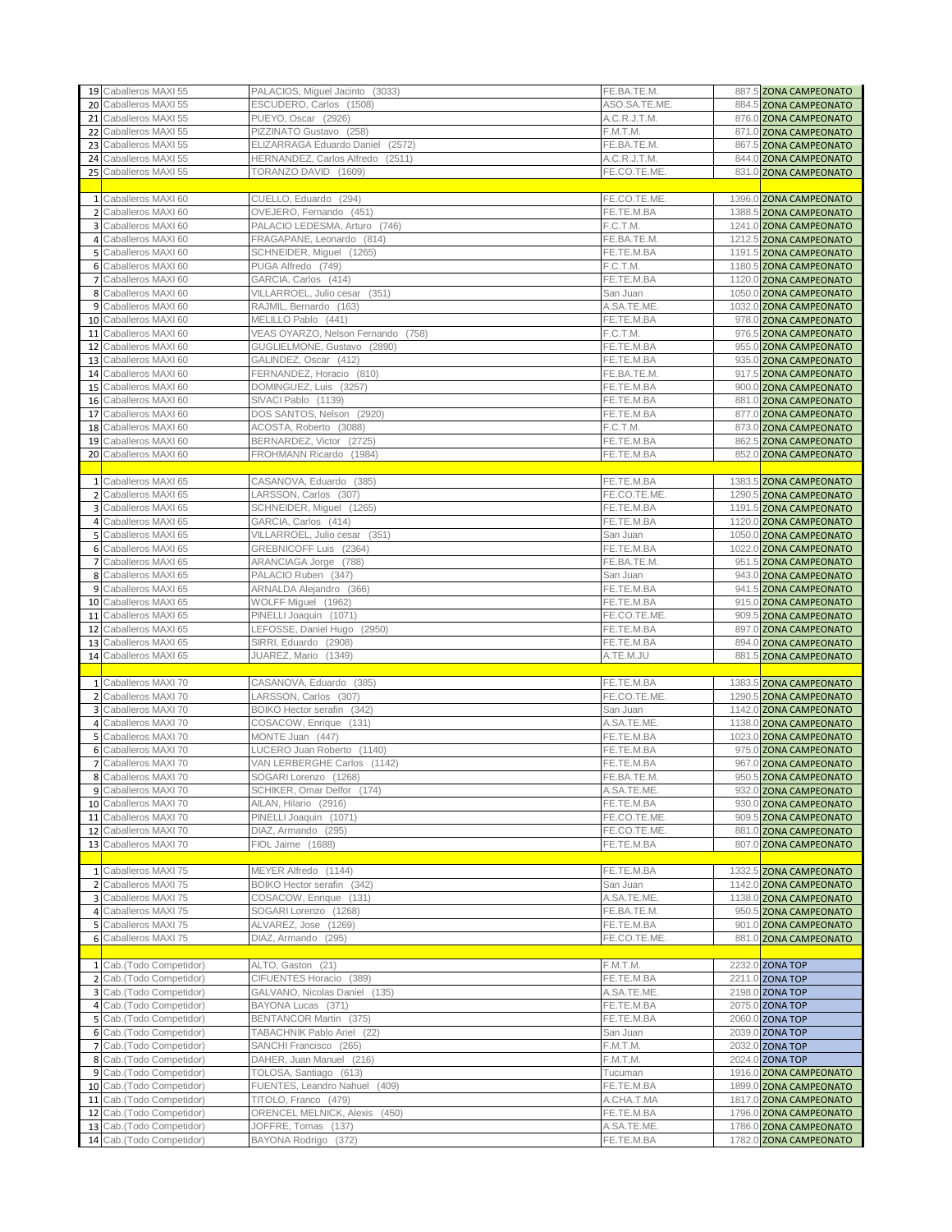| | | | | | |
|---|---|---|---|---|---|
| 19 | Caballeros MAXI 55 | PALACIOS, Miguel Jacinto (3033) | FE.BA.TE.M. | 887.5 | ZONA CAMPEONATO |
| 20 | Caballeros MAXI 55 | ESCUDERO, Carlos (1508) | ASO.SA.TE.ME. | 884.5 | ZONA CAMPEONATO |
| 21 | Caballeros MAXI 55 | PUEYO, Oscar (2926) | A.C.R.J.T.M. | 876.0 | ZONA CAMPEONATO |
| 22 | Caballeros MAXI 55 | PIZZINATO Gustavo (258) | F.M.T.M. | 871.0 | ZONA CAMPEONATO |
| 23 | Caballeros MAXI 55 | ELIZARRAGA Eduardo Daniel (2572) | FE.BA.TE.M. | 867.5 | ZONA CAMPEONATO |
| 24 | Caballeros MAXI 55 | HERNANDEZ, Carlos Alfredo (2511) | A.C.R.J.T.M. | 844.0 | ZONA CAMPEONATO |
| 25 | Caballeros MAXI 55 | TORANZO DAVID (1609) | FE.CO.TE.ME. | 831.0 | ZONA CAMPEONATO |
| | | | | | |
| 1 | Caballeros MAXI 60 | CUELLO, Eduardo (294) | FE.CO.TE.ME. | 1396.0 | ZONA CAMPEONATO |
| 2 | Caballeros MAXI 60 | OVEJERO, Fernando (451) | FE.TE.M.BA | 1388.5 | ZONA CAMPEONATO |
| 3 | Caballeros MAXI 60 | PALACIO LEDESMA, Arturo (746) | F.C.T.M. | 1241.0 | ZONA CAMPEONATO |
| 4 | Caballeros MAXI 60 | FRAGAPANE, Leonardo (814) | FE.BA.TE.M. | 1212.5 | ZONA CAMPEONATO |
| 5 | Caballeros MAXI 60 | SCHNEIDER, Miguel (1265) | FE.TE.M.BA | 1191.5 | ZONA CAMPEONATO |
| 6 | Caballeros MAXI 60 | PUGA Alfredo (749) | F.C.T.M. | 1180.5 | ZONA CAMPEONATO |
| 7 | Caballeros MAXI 60 | GARCIA, Carlos (414) | FE.TE.M.BA | 1120.0 | ZONA CAMPEONATO |
| 8 | Caballeros MAXI 60 | VILLARROEL, Julio cesar (351) | San Juan | 1050.0 | ZONA CAMPEONATO |
| 9 | Caballeros MAXI 60 | RAJMIL, Bernardo (163) | A.SA.TE.ME. | 1032.0 | ZONA CAMPEONATO |
| 10 | Caballeros MAXI 60 | MELILLO Pablo (441) | FE.TE.M.BA | 978.0 | ZONA CAMPEONATO |
| 11 | Caballeros MAXI 60 | VEAS OYARZO, Nelson Fernando (758) | F.C.T.M. | 976.5 | ZONA CAMPEONATO |
| 12 | Caballeros MAXI 60 | GUGLIELMONE, Gustavo (2890) | FE.TE.M.BA | 955.0 | ZONA CAMPEONATO |
| 13 | Caballeros MAXI 60 | GALINDEZ, Oscar (412) | FE.TE.M.BA | 935.0 | ZONA CAMPEONATO |
| 14 | Caballeros MAXI 60 | FERNANDEZ, Horacio (810) | FE.BA.TE.M. | 917.5 | ZONA CAMPEONATO |
| 15 | Caballeros MAXI 60 | DOMINGUEZ, Luis (3257) | FE.TE.M.BA | 900.0 | ZONA CAMPEONATO |
| 16 | Caballeros MAXI 60 | SIVACI Pablo (1139) | FE.TE.M.BA | 881.0 | ZONA CAMPEONATO |
| 17 | Caballeros MAXI 60 | DOS SANTOS, Nelson (2920) | FE.TE.M.BA | 877.0 | ZONA CAMPEONATO |
| 18 | Caballeros MAXI 60 | ACOSTA, Roberto (3088) | F.C.T.M. | 873.0 | ZONA CAMPEONATO |
| 19 | Caballeros MAXI 60 | BERNARDEZ, Victor (2725) | FE.TE.M.BA | 862.5 | ZONA CAMPEONATO |
| 20 | Caballeros MAXI 60 | FROHMANN Ricardo (1984) | FE.TE.M.BA | 852.0 | ZONA CAMPEONATO |
| | | | | | |
| 1 | Caballeros MAXI 65 | CASANOVA, Eduardo (385) | FE.TE.M.BA | 1383.5 | ZONA CAMPEONATO |
| 2 | Caballeros MAXI 65 | LARSSON, Carlos (307) | FE.CO.TE.ME. | 1290.5 | ZONA CAMPEONATO |
| 3 | Caballeros MAXI 65 | SCHNEIDER, Miguel (1265) | FE.TE.M.BA | 1191.5 | ZONA CAMPEONATO |
| 4 | Caballeros MAXI 65 | GARCIA, Carlos (414) | FE.TE.M.BA | 1120.0 | ZONA CAMPEONATO |
| 5 | Caballeros MAXI 65 | VILLARROEL, Julio cesar (351) | San Juan | 1050.0 | ZONA CAMPEONATO |
| 6 | Caballeros MAXI 65 | GREBNICOFF Luis (2364) | FE.TE.M.BA | 1022.0 | ZONA CAMPEONATO |
| 7 | Caballeros MAXI 65 | ARANCIAGA Jorge (788) | FE.BA.TE.M. | 951.5 | ZONA CAMPEONATO |
| 8 | Caballeros MAXI 65 | PALACIO Ruben (347) | San Juan | 943.0 | ZONA CAMPEONATO |
| 9 | Caballeros MAXI 65 | ARNALDA Alejandro (366) | FE.TE.M.BA | 941.5 | ZONA CAMPEONATO |
| 10 | Caballeros MAXI 65 | WOLFF Miguel (1962) | FE.TE.M.BA | 915.0 | ZONA CAMPEONATO |
| 11 | Caballeros MAXI 65 | PINELLI Joaquin (1071) | FE.CO.TE.ME. | 909.5 | ZONA CAMPEONATO |
| 12 | Caballeros MAXI 65 | LEFOSSE, Daniel Hugo (2950) | FE.TE.M.BA | 897.0 | ZONA CAMPEONATO |
| 13 | Caballeros MAXI 65 | SIRRI, Eduardo (2908) | FE.TE.M.BA | 894.0 | ZONA CAMPEONATO |
| 14 | Caballeros MAXI 65 | JUAREZ, Mario (1349) | A.TE.M.JU | 881.5 | ZONA CAMPEONATO |
| | | | | | |
| 1 | Caballeros MAXI 70 | CASANOVA, Eduardo (385) | FE.TE.M.BA | 1383.5 | ZONA CAMPEONATO |
| 2 | Caballeros MAXI 70 | LARSSON, Carlos (307) | FE.CO.TE.ME. | 1290.5 | ZONA CAMPEONATO |
| 3 | Caballeros MAXI 70 | BOIKO Hector serafin (342) | San Juan | 1142.0 | ZONA CAMPEONATO |
| 4 | Caballeros MAXI 70 | COSACOW, Enrique (131) | A.SA.TE.ME. | 1138.0 | ZONA CAMPEONATO |
| 5 | Caballeros MAXI 70 | MONTE Juan (447) | FE.TE.M.BA | 1023.0 | ZONA CAMPEONATO |
| 6 | Caballeros MAXI 70 | LUCERO Juan Roberto (1140) | FE.TE.M.BA | 975.0 | ZONA CAMPEONATO |
| 7 | Caballeros MAXI 70 | VAN LERBERGHE Carlos (1142) | FE.TE.M.BA | 967.0 | ZONA CAMPEONATO |
| 8 | Caballeros MAXI 70 | SOGARI Lorenzo (1268) | FE.BA.TE.M. | 950.5 | ZONA CAMPEONATO |
| 9 | Caballeros MAXI 70 | SCHIKER, Omar Delfor (174) | A.SA.TE.ME. | 932.0 | ZONA CAMPEONATO |
| 10 | Caballeros MAXI 70 | AILAN, Hilario (2916) | FE.TE.M.BA | 930.0 | ZONA CAMPEONATO |
| 11 | Caballeros MAXI 70 | PINELLI Joaquin (1071) | FE.CO.TE.ME. | 909.5 | ZONA CAMPEONATO |
| 12 | Caballeros MAXI 70 | DIAZ, Armando (295) | FE.CO.TE.ME. | 881.0 | ZONA CAMPEONATO |
| 13 | Caballeros MAXI 70 | FIOL Jaime (1688) | FE.TE.M.BA | 807.0 | ZONA CAMPEONATO |
| | | | | | |
| 1 | Caballeros MAXI 75 | MEYER Alfredo (1144) | FE.TE.M.BA | 1332.5 | ZONA CAMPEONATO |
| 2 | Caballeros MAXI 75 | BOIKO Hector serafin (342) | San Juan | 1142.0 | ZONA CAMPEONATO |
| 3 | Caballeros MAXI 75 | COSACOW, Enrique (131) | A.SA.TE.ME. | 1138.0 | ZONA CAMPEONATO |
| 4 | Caballeros MAXI 75 | SOGARI Lorenzo (1268) | FE.BA.TE.M. | 950.5 | ZONA CAMPEONATO |
| 5 | Caballeros MAXI 75 | ALVAREZ, Jose (1269) | FE.TE.M.BA | 901.0 | ZONA CAMPEONATO |
| 6 | Caballeros MAXI 75 | DIAZ, Armando (295) | FE.CO.TE.ME. | 881.0 | ZONA CAMPEONATO |
| | | | | | |
| 1 | Cab.(Todo Competidor) | ALTO, Gaston (21) | F.M.T.M. | 2232.0 | ZONA TOP |
| 2 | Cab.(Todo Competidor) | CIFUENTES Horacio (389) | FE.TE.M.BA | 2211.0 | ZONA TOP |
| 3 | Cab.(Todo Competidor) | GALVANO, Nicolas Daniel (135) | A.SA.TE.ME. | 2198.0 | ZONA TOP |
| 4 | Cab.(Todo Competidor) | BAYONA Lucas (371) | FE.TE.M.BA | 2075.0 | ZONA TOP |
| 5 | Cab.(Todo Competidor) | BENTANCOR Martin (375) | FE.TE.M.BA | 2060.0 | ZONA TOP |
| 6 | Cab.(Todo Competidor) | TABACHNIK Pablo Ariel (22) | San Juan | 2039.0 | ZONA TOP |
| 7 | Cab.(Todo Competidor) | SANCHI Francisco (265) | F.M.T.M. | 2032.0 | ZONA TOP |
| 8 | Cab.(Todo Competidor) | DAHER, Juan Manuel (216) | F.M.T.M. | 2024.0 | ZONA TOP |
| 9 | Cab.(Todo Competidor) | TOLOSA, Santiago (613) | Tucuman | 1916.0 | ZONA CAMPEONATO |
| 10 | Cab.(Todo Competidor) | FUENTES, Leandro Nahuel (409) | FE.TE.M.BA | 1899.0 | ZONA CAMPEONATO |
| 11 | Cab.(Todo Competidor) | TITOLO, Franco (479) | A.CHA.T.MA | 1817.0 | ZONA CAMPEONATO |
| 12 | Cab.(Todo Competidor) | ORENCEL MELNICK, Alexis (450) | FE.TE.M.BA | 1796.0 | ZONA CAMPEONATO |
| 13 | Cab.(Todo Competidor) | JOFFRE, Tomas (137) | A.SA.TE.ME. | 1786.0 | ZONA CAMPEONATO |
| 14 | Cab.(Todo Competidor) | BAYONA Rodrigo (372) | FE.TE.M.BA | 1782.0 | ZONA CAMPEONATO |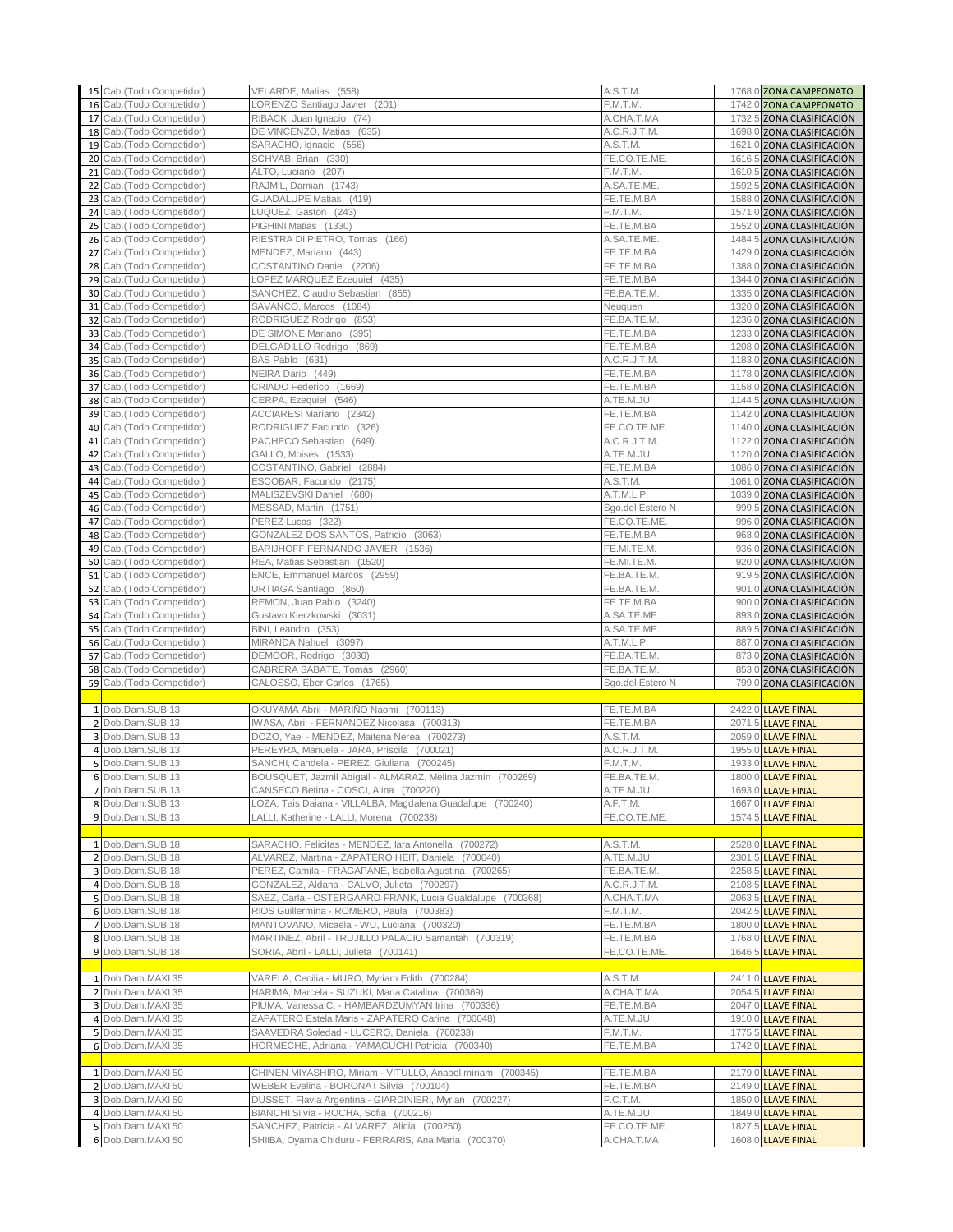| | | | | | |
|---|---|---|---|---|---|
| 15 | Cab.(Todo Competidor) | VELARDE, Matias (558) | A.S.T.M. | 1768.0 | ZONA CAMPEONATO |
| 16 | Cab.(Todo Competidor) | LORENZO Santiago Javier (201) | F.M.T.M. | 1742.0 | ZONA CAMPEONATO |
| 17 | Cab.(Todo Competidor) | RIBACK, Juan Ignacio (74) | A.CHA.T.MA | 1732.5 | ZONA CLASIFICACIÓN |
| 18 | Cab.(Todo Competidor) | DE VINCENZO, Matias (635) | A.C.R.J.T.M. | 1698.0 | ZONA CLASIFICACIÓN |
| 19 | Cab.(Todo Competidor) | SARACHO, Ignacio (556) | A.S.T.M. | 1621.0 | ZONA CLASIFICACIÓN |
| 20 | Cab.(Todo Competidor) | SCHVAB, Brian (330) | FE.CO.TE.ME. | 1616.5 | ZONA CLASIFICACIÓN |
| 21 | Cab.(Todo Competidor) | ALTO, Luciano (207) | F.M.T.M. | 1610.5 | ZONA CLASIFICACIÓN |
| 22 | Cab.(Todo Competidor) | RAJMIL, Damian (1743) | A.SA.TE.ME. | 1592.5 | ZONA CLASIFICACIÓN |
| 23 | Cab.(Todo Competidor) | GUADALUPE Matias (419) | FE.TE.M.BA | 1588.0 | ZONA CLASIFICACIÓN |
| 24 | Cab.(Todo Competidor) | LUQUEZ, Gaston (243) | F.M.T.M. | 1571.0 | ZONA CLASIFICACIÓN |
| 25 | Cab.(Todo Competidor) | PIGHINI Matias (1330) | FE.TE.M.BA | 1552.0 | ZONA CLASIFICACIÓN |
| 26 | Cab.(Todo Competidor) | RIESTRA DI PIETRO, Tomas (166) | A.SA.TE.ME. | 1484.5 | ZONA CLASIFICACIÓN |
| 27 | Cab.(Todo Competidor) | MENDEZ, Mariano (443) | FE.TE.M.BA | 1429.0 | ZONA CLASIFICACIÓN |
| 28 | Cab.(Todo Competidor) | COSTANTINO Daniel (2206) | FE.TE.M.BA | 1388.0 | ZONA CLASIFICACIÓN |
| 29 | Cab.(Todo Competidor) | LOPEZ MARQUEZ Ezequiel (435) | FE.TE.M.BA | 1344.0 | ZONA CLASIFICACIÓN |
| 30 | Cab.(Todo Competidor) | SANCHEZ, Claudio Sebastian (855) | FE.BA.TE.M. | 1335.0 | ZONA CLASIFICACIÓN |
| 31 | Cab.(Todo Competidor) | SAVANCO, Marcos (1084) | Neuquen | 1320.0 | ZONA CLASIFICACIÓN |
| 32 | Cab.(Todo Competidor) | RODRIGUEZ Rodrigo (853) | FE.BA.TE.M. | 1236.0 | ZONA CLASIFICACIÓN |
| 33 | Cab.(Todo Competidor) | DE SIMONE Mariano (395) | FE.TE.M.BA | 1233.0 | ZONA CLASIFICACIÓN |
| 34 | Cab.(Todo Competidor) | DELGADILLO Rodrigo (869) | FE.TE.M.BA | 1208.0 | ZONA CLASIFICACIÓN |
| 35 | Cab.(Todo Competidor) | BAS Pablo (631) | A.C.R.J.T.M. | 1183.0 | ZONA CLASIFICACIÓN |
| 36 | Cab.(Todo Competidor) | NEIRA Dario (449) | FE.TE.M.BA | 1178.0 | ZONA CLASIFICACIÓN |
| 37 | Cab.(Todo Competidor) | CRIADO Federico (1669) | FE.TE.M.BA | 1158.0 | ZONA CLASIFICACIÓN |
| 38 | Cab.(Todo Competidor) | CERPA, Ezequiel (546) | A.TE.M.JU | 1144.5 | ZONA CLASIFICACIÓN |
| 39 | Cab.(Todo Competidor) | ACCIARESI Mariano (2342) | FE.TE.M.BA | 1142.0 | ZONA CLASIFICACIÓN |
| 40 | Cab.(Todo Competidor) | RODRIGUEZ Facundo (326) | FE.CO.TE.ME. | 1140.0 | ZONA CLASIFICACIÓN |
| 41 | Cab.(Todo Competidor) | PACHECO Sebastian (649) | A.C.R.J.T.M. | 1122.0 | ZONA CLASIFICACIÓN |
| 42 | Cab.(Todo Competidor) | GALLO, Moises (1533) | A.TE.M.JU | 1120.0 | ZONA CLASIFICACIÓN |
| 43 | Cab.(Todo Competidor) | COSTANTINO, Gabriel (2884) | FE.TE.M.BA | 1086.0 | ZONA CLASIFICACIÓN |
| 44 | Cab.(Todo Competidor) | ESCOBAR, Facundo (2175) | A.S.T.M. | 1061.0 | ZONA CLASIFICACIÓN |
| 45 | Cab.(Todo Competidor) | MALISZEVSKI Daniel (680) | A.T.M.L.P. | 1039.0 | ZONA CLASIFICACIÓN |
| 46 | Cab.(Todo Competidor) | MESSAD, Martin (1751) | Sgo.del Estero N | 999.5 | ZONA CLASIFICACIÓN |
| 47 | Cab.(Todo Competidor) | PEREZ Lucas (322) | FE.CO.TE.ME. | 996.0 | ZONA CLASIFICACIÓN |
| 48 | Cab.(Todo Competidor) | GONZALEZ DOS SANTOS, Patricio (3063) | FE.TE.M.BA | 968.0 | ZONA CLASIFICACIÓN |
| 49 | Cab.(Todo Competidor) | BARIJHOFF FERNANDO JAVIER (1536) | FE.MI.TE.M. | 936.0 | ZONA CLASIFICACIÓN |
| 50 | Cab.(Todo Competidor) | REA, Matias Sebastian (1520) | FE.MI.TE.M. | 920.0 | ZONA CLASIFICACIÓN |
| 51 | Cab.(Todo Competidor) | ENCE, Emmanuel Marcos (2959) | FE.BA.TE.M. | 919.5 | ZONA CLASIFICACIÓN |
| 52 | Cab.(Todo Competidor) | URTIAGA Santiago (860) | FE.BA.TE.M. | 901.0 | ZONA CLASIFICACIÓN |
| 53 | Cab.(Todo Competidor) | REMON, Juan Pablo (3240) | FE.TE.M.BA | 900.0 | ZONA CLASIFICACIÓN |
| 54 | Cab.(Todo Competidor) | Gustavo Kierzkowski (3031) | A.SA.TE.ME. | 893.0 | ZONA CLASIFICACIÓN |
| 55 | Cab.(Todo Competidor) | BINI, Leandro (353) | A.SA.TE.ME. | 889.5 | ZONA CLASIFICACIÓN |
| 56 | Cab.(Todo Competidor) | MIRANDA Nahuel (3097) | A.T.M.L.P. | 887.0 | ZONA CLASIFICACIÓN |
| 57 | Cab.(Todo Competidor) | DEMOOR, Rodrigo (3030) | FE.BA.TE.M. | 873.0 | ZONA CLASIFICACIÓN |
| 58 | Cab.(Todo Competidor) | CABRERA SABATE, Tomás (2960) | FE.BA.TE.M. | 853.0 | ZONA CLASIFICACIÓN |
| 59 | Cab.(Todo Competidor) | CALOSSO, Eber Carlos (1765) | Sgo.del Estero N | 799.0 | ZONA CLASIFICACIÓN |
| | | | | | |
| 1 | Dob.Dam.SUB 13 | OKUYAMA Abril - MARIÑO Naomi (700113) | FE.TE.M.BA | 2422.0 | LLAVE FINAL |
| 2 | Dob.Dam.SUB 13 | IWASA, Abril - FERNANDEZ Nicolasa (700313) | FE.TE.M.BA | 2071.5 | LLAVE FINAL |
| 3 | Dob.Dam.SUB 13 | DOZO, Yael - MENDEZ, Maitena Nerea (700273) | A.S.T.M. | 2059.0 | LLAVE FINAL |
| 4 | Dob.Dam.SUB 13 | PEREYRA, Manuela - JARA, Priscila (700021) | A.C.R.J.T.M. | 1955.0 | LLAVE FINAL |
| 5 | Dob.Dam.SUB 13 | SANCHI, Candela - PEREZ, Giuliana (700245) | F.M.T.M. | 1933.0 | LLAVE FINAL |
| 6 | Dob.Dam.SUB 13 | BOUSQUET, Jazmil Abigail - ALMARAZ, Melina Jazmin (700269) | FE.BA.TE.M. | 1800.0 | LLAVE FINAL |
| 7 | Dob.Dam.SUB 13 | CANSECO Betina - COSCI, Alina (700220) | A.TE.M.JU | 1693.0 | LLAVE FINAL |
| 8 | Dob.Dam.SUB 13 | LOZA, Tais Daiana - VILLALBA, Magdalena Guadalupe (700240) | A.F.T.M. | 1667.0 | LLAVE FINAL |
| 9 | Dob.Dam.SUB 13 | LALLI, Katherine - LALLI, Morena (700238) | FE.CO.TE.ME. | 1574.5 | LLAVE FINAL |
| | | | | | |
| 1 | Dob.Dam.SUB 18 | SARACHO, Felicitas - MENDEZ, Iara Antonella (700272) | A.S.T.M. | 2528.0 | LLAVE FINAL |
| 2 | Dob.Dam.SUB 18 | ALVAREZ, Martina - ZAPATERO HEIT, Daniela (700040) | A.TE.M.JU | 2301.5 | LLAVE FINAL |
| 3 | Dob.Dam.SUB 18 | PEREZ, Camila - FRAGAPANE, Isabella Agustina (700265) | FE.BA.TE.M. | 2258.5 | LLAVE FINAL |
| 4 | Dob.Dam.SUB 18 | GONZALEZ, Aldana - CALVO, Julieta (700297) | A.C.R.J.T.M. | 2108.5 | LLAVE FINAL |
| 5 | Dob.Dam.SUB 18 | SAEZ, Carla - OSTERGAARD FRANK, Lucia Gualdalupe (700368) | A.CHA.T.MA | 2063.5 | LLAVE FINAL |
| 6 | Dob.Dam.SUB 18 | RIOS Guillermina - ROMERO, Paula (700383) | F.M.T.M. | 2042.5 | LLAVE FINAL |
| 7 | Dob.Dam.SUB 18 | MANTOVANO, Micaela - WU, Luciana (700320) | FE.TE.M.BA | 1800.0 | LLAVE FINAL |
| 8 | Dob.Dam.SUB 18 | MARTINEZ, Abril - TRUJILLO PALACIO Samantah (700319) | FE.TE.M.BA | 1768.0 | LLAVE FINAL |
| 9 | Dob.Dam.SUB 18 | SORIA, Abril - LALLI, Julieta (700141) | FE.CO.TE.ME. | 1646.5 | LLAVE FINAL |
| | | | | | |
| 1 | Dob.Dam.MAXI 35 | VARELA, Cecilia - MURO, Myriam Edith (700284) | A.S.T.M. | 2411.0 | LLAVE FINAL |
| 2 | Dob.Dam.MAXI 35 | HARIMA, Marcela - SUZUKI, Maria Catalina (700369) | A.CHA.T.MA | 2054.5 | LLAVE FINAL |
| 3 | Dob.Dam.MAXI 35 | PIUMA, Vanessa C. - HAMBARDZUMYAN Irina (700336) | FE.TE.M.BA | 2047.0 | LLAVE FINAL |
| 4 | Dob.Dam.MAXI 35 | ZAPATERO Estela Maris - ZAPATERO Carina (700048) | A.TE.M.JU | 1910.0 | LLAVE FINAL |
| 5 | Dob.Dam.MAXI 35 | SAAVEDRA Soledad - LUCERO, Daniela (700233) | F.M.T.M. | 1775.5 | LLAVE FINAL |
| 6 | Dob.Dam.MAXI 35 | HORMECHE, Adriana - YAMAGUCHI Patricia (700340) | FE.TE.M.BA | 1742.0 | LLAVE FINAL |
| | | | | | |
| 1 | Dob.Dam.MAXI 50 | CHINEN MIYASHIRO, Miriam - VITULLO, Anabel miriam (700345) | FE.TE.M.BA | 2179.0 | LLAVE FINAL |
| 2 | Dob.Dam.MAXI 50 | WEBER Evelina - BORONAT Silvia (700104) | FE.TE.M.BA | 2149.0 | LLAVE FINAL |
| 3 | Dob.Dam.MAXI 50 | DUSSET, Flavia Argentina - GIARDINIERI, Myrian (700227) | F.C.T.M. | 1850.0 | LLAVE FINAL |
| 4 | Dob.Dam.MAXI 50 | BIANCHI Silvia - ROCHA, Sofia (700216) | A.TE.M.JU | 1849.0 | LLAVE FINAL |
| 5 | Dob.Dam.MAXI 50 | SANCHEZ, Patricia - ALVAREZ, Alicia (700250) | FE.CO.TE.ME. | 1827.5 | LLAVE FINAL |
| 6 | Dob.Dam.MAXI 50 | SHIIBA, Oyama Chiduru - FERRARIS, Ana Maria (700370) | A.CHA.T.MA | 1608.0 | LLAVE FINAL |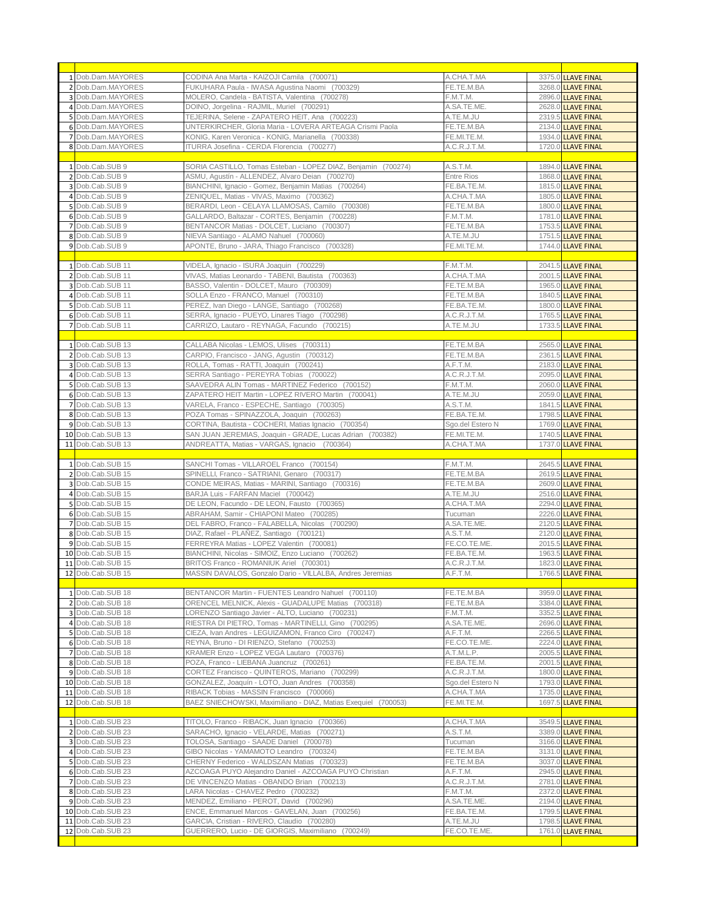| | | | | | |
|---|---|---|---|---|---|
| 1 | Dob.Dam.MAYORES | CODINA Ana Marta - KAIZOJI Camila (700071) | A.CHA.T.MA | 3375.0 | LLAVE FINAL |
| 2 | Dob.Dam.MAYORES | FUKUHARA Paula - IWASA Agustina Naomi (700329) | FE.TE.M.BA | 3268.0 | LLAVE FINAL |
| 3 | Dob.Dam.MAYORES | MOLERO, Candela - BATISTA, Valentina (700278) | F.M.T.M. | 2896.0 | LLAVE FINAL |
| 4 | Dob.Dam.MAYORES | DOINO, Jorgelina - RAJMIL, Muriel (700291) | A.SA.TE.ME. | 2628.0 | LLAVE FINAL |
| 5 | Dob.Dam.MAYORES | TEJERINA, Selene - ZAPATERO HEIT, Ana (700223) | A.TE.M.JU | 2319.5 | LLAVE FINAL |
| 6 | Dob.Dam.MAYORES | UNTERKIRCHER, Gloria Maria - LOVERA ARTEAGA Crismi Paola | FE.TE.M.BA | 2134.0 | LLAVE FINAL |
| 7 | Dob.Dam.MAYORES | KONIG, Karen Veronica - KONIG, Marianella (700338) | FE.MI.TE.M. | 1934.0 | LLAVE FINAL |
| 8 | Dob.Dam.MAYORES | ITURRA Josefina - CERDA Florencia (700277) | A.C.R.J.T.M. | 1720.0 | LLAVE FINAL |
| | | | | | |
| 1 | Dob.Cab.SUB 9 | SORIA CASTILLO, Tomas Esteban - LOPEZ DIAZ, Benjamin (700274) | A.S.T.M. | 1894.0 | LLAVE FINAL |
| 2 | Dob.Cab.SUB 9 | ASMU, Agustin - ALLENDEZ, Alvaro Deian (700270) | Entre Rios | 1868.0 | LLAVE FINAL |
| 3 | Dob.Cab.SUB 9 | BIANCHINI, Ignacio - Gomez, Benjamin Matias (700264) | FE.BA.TE.M. | 1815.0 | LLAVE FINAL |
| 4 | Dob.Cab.SUB 9 | ZENIQUEL, Matias - VIVAS, Maximo (700362) | A.CHA.T.MA | 1805.0 | LLAVE FINAL |
| 5 | Dob.Cab.SUB 9 | BERARDI, Leon - CELAYA LLAMOSAS, Camilo (700308) | FE.TE.M.BA | 1800.0 | LLAVE FINAL |
| 6 | Dob.Cab.SUB 9 | GALLARDO, Baltazar - CORTES, Benjamin (700228) | F.M.T.M. | 1781.0 | LLAVE FINAL |
| 7 | Dob.Cab.SUB 9 | BENTANCOR Matias - DOLCET, Luciano (700307) | FE.TE.M.BA | 1753.5 | LLAVE FINAL |
| 8 | Dob.Cab.SUB 9 | NIEVA Santiago - ALAMO Nahuel (700060) | A.TE.M.JU | 1751.5 | LLAVE FINAL |
| 9 | Dob.Cab.SUB 9 | APONTE, Bruno - JARA, Thiago Francisco (700328) | FE.MI.TE.M. | 1744.0 | LLAVE FINAL |
| | | | | | |
| 1 | Dob.Cab.SUB 11 | VIDELA, Ignacio - ISURA Joaquin (700229) | F.M.T.M. | 2041.5 | LLAVE FINAL |
| 2 | Dob.Cab.SUB 11 | VIVAS, Matias Leonardo - TABENI, Bautista (700363) | A.CHA.T.MA | 2001.5 | LLAVE FINAL |
| 3 | Dob.Cab.SUB 11 | BASSO, Valentin - DOLCET, Mauro (700309) | FE.TE.M.BA | 1965.0 | LLAVE FINAL |
| 4 | Dob.Cab.SUB 11 | SOLLA Enzo - FRANCO, Manuel (700310) | FE.TE.M.BA | 1840.5 | LLAVE FINAL |
| 5 | Dob.Cab.SUB 11 | PEREZ, Ivan Diego - LANGE, Santiago (700268) | FE.BA.TE.M. | 1800.0 | LLAVE FINAL |
| 6 | Dob.Cab.SUB 11 | SERRA, Ignacio - PUEYO, Linares Tiago (700298) | A.C.R.J.T.M. | 1765.5 | LLAVE FINAL |
| 7 | Dob.Cab.SUB 11 | CARRIZO, Lautaro - REYNAGA, Facundo (700215) | A.TE.M.JU | 1733.5 | LLAVE FINAL |
| | | | | | |
| 1 | Dob.Cab.SUB 13 | CALLABA Nicolas - LEMOS, Ulises (700311) | FE.TE.M.BA | 2565.0 | LLAVE FINAL |
| 2 | Dob.Cab.SUB 13 | CARPIO, Francisco - JANG, Agustin (700312) | FE.TE.M.BA | 2361.5 | LLAVE FINAL |
| 3 | Dob.Cab.SUB 13 | ROLLA, Tomas - RATTI, Joaquin (700241) | A.F.T.M. | 2183.0 | LLAVE FINAL |
| 4 | Dob.Cab.SUB 13 | SERRA Santiago - PEREYRA Tobias (700022) | A.C.R.J.T.M. | 2095.0 | LLAVE FINAL |
| 5 | Dob.Cab.SUB 13 | SAAVEDRA ALIN Tomas - MARTINEZ Federico (700152) | F.M.T.M. | 2060.0 | LLAVE FINAL |
| 6 | Dob.Cab.SUB 13 | ZAPATERO HEIT Martin - LOPEZ RIVERO Martin (700041) | A.TE.M.JU | 2059.0 | LLAVE FINAL |
| 7 | Dob.Cab.SUB 13 | VARELA, Franco - ESPECHE, Santiago (700305) | A.S.T.M. | 1841.5 | LLAVE FINAL |
| 8 | Dob.Cab.SUB 13 | POZA Tomas - SPINAZZOLA, Joaquin (700263) | FE.BA.TE.M. | 1798.5 | LLAVE FINAL |
| 9 | Dob.Cab.SUB 13 | CORTINA, Bautista - COCHERI, Matias Ignacio (700354) | Sgo.del Estero N | 1769.0 | LLAVE FINAL |
| 10 | Dob.Cab.SUB 13 | SAN JUAN JEREMIAS, Joaquin - GRADE, Lucas Adrian (700382) | FE.MI.TE.M. | 1740.5 | LLAVE FINAL |
| 11 | Dob.Cab.SUB 13 | ANDREATTA, Matias - VARGAS, Ignacio (700364) | A.CHA.T.MA | 1737.0 | LLAVE FINAL |
| | | | | | |
| 1 | Dob.Cab.SUB 15 | SANCHI Tomas - VILLAROEL Franco (700154) | F.M.T.M. | 2645.5 | LLAVE FINAL |
| 2 | Dob.Cab.SUB 15 | SPINELLI, Franco - SATRIANI, Genaro (700317) | FE.TE.M.BA | 2619.5 | LLAVE FINAL |
| 3 | Dob.Cab.SUB 15 | CONDE MEIRAS, Matias - MARINI, Santiago (700316) | FE.TE.M.BA | 2609.0 | LLAVE FINAL |
| 4 | Dob.Cab.SUB 15 | BARJA Luis - FARFAN Maciel (700042) | A.TE.M.JU | 2516.0 | LLAVE FINAL |
| 5 | Dob.Cab.SUB 15 | DE LEON, Facundo - DE LEON, Fausto (700365) | A.CHA.T.MA | 2294.0 | LLAVE FINAL |
| 6 | Dob.Cab.SUB 15 | ABRAHAM, Samir - CHIAPONI Mateo (700285) | Tucuman | 2226.0 | LLAVE FINAL |
| 7 | Dob.Cab.SUB 15 | DEL FABRO, Franco - FALABELLA, Nicolas (700290) | A.SA.TE.ME. | 2120.5 | LLAVE FINAL |
| 8 | Dob.Cab.SUB 15 | DIAZ, Rafael - PLAÑEZ, Santiago (700121) | A.S.T.M. | 2120.0 | LLAVE FINAL |
| 9 | Dob.Cab.SUB 15 | FERREYRA Matias - LOPEZ Valentin (700081) | FE.CO.TE.ME. | 2015.5 | LLAVE FINAL |
| 10 | Dob.Cab.SUB 15 | BIANCHINI, Nicolas - SIMOIZ, Enzo Luciano (700262) | FE.BA.TE.M. | 1963.5 | LLAVE FINAL |
| 11 | Dob.Cab.SUB 15 | BRITOS Franco - ROMANIUK Ariel (700301) | A.C.R.J.T.M. | 1823.0 | LLAVE FINAL |
| 12 | Dob.Cab.SUB 15 | MASSIN DAVALOS, Gonzalo Dario - VILLALBA, Andres Jeremias | A.F.T.M. | 1766.5 | LLAVE FINAL |
| | | | | | |
| 1 | Dob.Cab.SUB 18 | BENTANCOR Martin - FUENTES Leandro Nahuel (700110) | FE.TE.M.BA | 3959.0 | LLAVE FINAL |
| 2 | Dob.Cab.SUB 18 | ORENCEL MELNICK, Alexis - GUADALUPE Matias (700318) | FE.TE.M.BA | 3384.0 | LLAVE FINAL |
| 3 | Dob.Cab.SUB 18 | LORENZO Santiago Javier - ALTO, Luciano (700231) | F.M.T.M. | 3352.5 | LLAVE FINAL |
| 4 | Dob.Cab.SUB 18 | RIESTRA DI PIETRO, Tomas - MARTINELLI, Gino (700295) | A.SA.TE.ME. | 2696.0 | LLAVE FINAL |
| 5 | Dob.Cab.SUB 18 | CIEZA, Ivan Andres - LEGUIZAMON, Franco Ciro (700247) | A.F.T.M. | 2266.5 | LLAVE FINAL |
| 6 | Dob.Cab.SUB 18 | REYNA, Bruno - DI RIENZO, Stefano (700253) | FE.CO.TE.ME. | 2224.0 | LLAVE FINAL |
| 7 | Dob.Cab.SUB 18 | KRAMER Enzo - LOPEZ VEGA Lautaro (700376) | A.T.M.L.P. | 2005.5 | LLAVE FINAL |
| 8 | Dob.Cab.SUB 18 | POZA, Franco - LIEBANA Juancruz (700261) | FE.BA.TE.M. | 2001.5 | LLAVE FINAL |
| 9 | Dob.Cab.SUB 18 | CORTEZ Francisco - QUINTEROS, Mariano (700299) | A.C.R.J.T.M. | 1800.0 | LLAVE FINAL |
| 10 | Dob.Cab.SUB 18 | GONZALEZ, Joaquín - LOTO, Juan Andres (700358) | Sgo.del Estero N | 1793.0 | LLAVE FINAL |
| 11 | Dob.Cab.SUB 18 | RIBACK Tobias - MASSIN Francisco (700066) | A.CHA.T.MA | 1735.0 | LLAVE FINAL |
| 12 | Dob.Cab.SUB 18 | BAEZ SNIECHOWSKI, Maximiliano - DIAZ, Matias Exequiel (700053) | FE.MI.TE.M. | 1697.5 | LLAVE FINAL |
| | | | | | |
| 1 | Dob.Cab.SUB 23 | TITOLO, Franco - RIBACK, Juan Ignacio (700366) | A.CHA.T.MA | 3549.5 | LLAVE FINAL |
| 2 | Dob.Cab.SUB 23 | SARACHO, Ignacio - VELARDE, Matias (700271) | A.S.T.M. | 3389.0 | LLAVE FINAL |
| 3 | Dob.Cab.SUB 23 | TOLOSA, Santiago - SAADE Daniel (700078) | Tucuman | 3166.0 | LLAVE FINAL |
| 4 | Dob.Cab.SUB 23 | GIBO Nicolas - YAMAMOTO Leandro (700324) | FE.TE.M.BA | 3131.0 | LLAVE FINAL |
| 5 | Dob.Cab.SUB 23 | CHERNY Federico - WALDSZAN Matias (700323) | FE.TE.M.BA | 3037.0 | LLAVE FINAL |
| 6 | Dob.Cab.SUB 23 | AZCOAGA PUYO Alejandro Daniel - AZCOAGA PUYO Christian | A.F.T.M. | 2945.0 | LLAVE FINAL |
| 7 | Dob.Cab.SUB 23 | DE VINCENZO Matias - OBANDO Brian (700213) | A.C.R.J.T.M. | 2781.0 | LLAVE FINAL |
| 8 | Dob.Cab.SUB 23 | LARA Nicolas - CHAVEZ Pedro (700232) | F.M.T.M. | 2372.0 | LLAVE FINAL |
| 9 | Dob.Cab.SUB 23 | MENDEZ, Emiliano - PEROT, David (700296) | A.SA.TE.ME. | 2194.0 | LLAVE FINAL |
| 10 | Dob.Cab.SUB 23 | ENCE, Emmanuel Marcos - GAVELAN, Juan (700256) | FE.BA.TE.M. | 1799.5 | LLAVE FINAL |
| 11 | Dob.Cab.SUB 23 | GARCIA, Cristian - RIVERO, Claudio (700280) | A.TE.M.JU | 1798.5 | LLAVE FINAL |
| 12 | Dob.Cab.SUB 23 | GUERRERO, Lucio - DE GIORGIS, Maximiliano (700249) | FE.CO.TE.ME. | 1761.0 | LLAVE FINAL |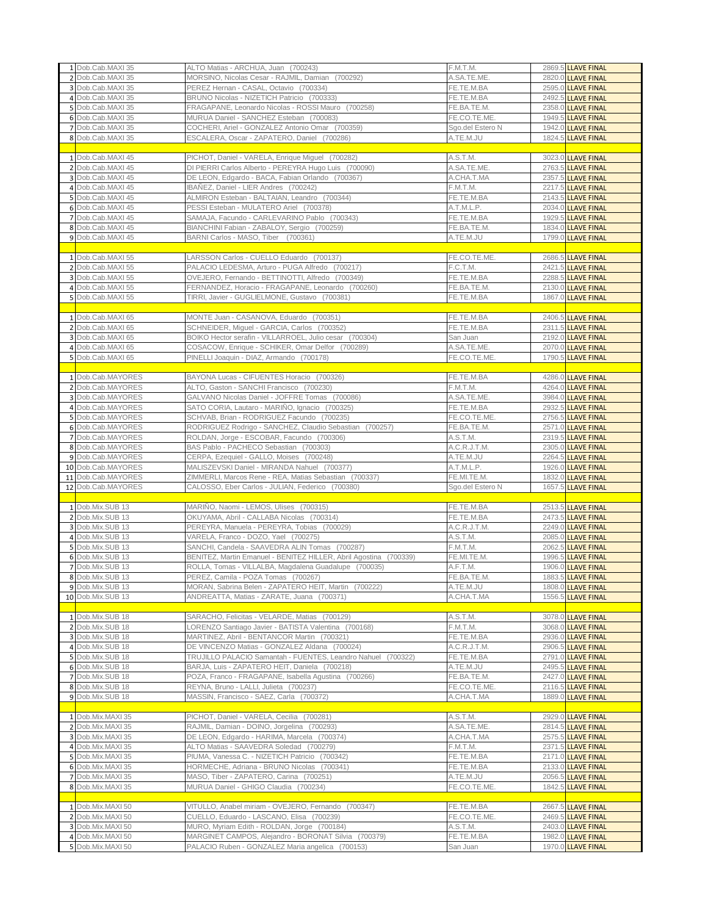| | | | | | |
|---|---|---|---|---|---|
| 1 | Dob.Cab.MAXI 35 | ALTO Matias - ARCHUA, Juan (700243) | F.M.T.M. | 2869.5 | LLAVE FINAL |
| 2 | Dob.Cab.MAXI 35 | MORSINO, Nicolas Cesar - RAJMIL, Damian (700292) | A.SA.TE.ME. | 2820.0 | LLAVE FINAL |
| 3 | Dob.Cab.MAXI 35 | PEREZ Hernan - CASAL, Octavio (700334) | FE.TE.M.BA | 2595.0 | LLAVE FINAL |
| 4 | Dob.Cab.MAXI 35 | BRUNO Nicolas - NIZETICH Patricio (700333) | FE.TE.M.BA | 2492.5 | LLAVE FINAL |
| 5 | Dob.Cab.MAXI 35 | FRAGAPANE, Leonardo Nicolas - ROSSI Mauro (700258) | FE.BA.TE.M. | 2358.0 | LLAVE FINAL |
| 6 | Dob.Cab.MAXI 35 | MURUA Daniel - SANCHEZ Esteban (700083) | FE.CO.TE.ME. | 1949.5 | LLAVE FINAL |
| 7 | Dob.Cab.MAXI 35 | COCHERI, Ariel - GONZALEZ Antonio Omar (700359) | Sgo.del Estero N | 1942.0 | LLAVE FINAL |
| 8 | Dob.Cab.MAXI 35 | ESCALERA, Oscar - ZAPATERO, Daniel (700286) | A.TE.M.JU | 1824.5 | LLAVE FINAL |
| | | | | | |
| 1 | Dob.Cab.MAXI 45 | PICHOT, Daniel - VARELA, Enrique Miguel (700282) | A.S.T.M. | 3023.0 | LLAVE FINAL |
| 2 | Dob.Cab.MAXI 45 | DI PIERRI Carlos Alberto - PEREYRA Hugo Luis (700090) | A.SA.TE.ME. | 2763.5 | LLAVE FINAL |
| 3 | Dob.Cab.MAXI 45 | DE LEON, Edgardo - BACA, Fabian Orlando (700367) | A.CHA.T.MA | 2357.5 | LLAVE FINAL |
| 4 | Dob.Cab.MAXI 45 | IBAÑEZ, Daniel - LIER Andres (700242) | F.M.T.M. | 2217.5 | LLAVE FINAL |
| 5 | Dob.Cab.MAXI 45 | ALMIRON Esteban - BALTAIAN, Leandro (700344) | FE.TE.M.BA | 2143.5 | LLAVE FINAL |
| 6 | Dob.Cab.MAXI 45 | PESSI Esteban - MULATERO Ariel (700378) | A.T.M.L.P. | 2034.0 | LLAVE FINAL |
| 7 | Dob.Cab.MAXI 45 | SAMAJA, Facundo - CARLEVARINO Pablo (700343) | FE.TE.M.BA | 1929.5 | LLAVE FINAL |
| 8 | Dob.Cab.MAXI 45 | BIANCHINI Fabian - ZABALOY, Sergio (700259) | FE.BA.TE.M. | 1834.0 | LLAVE FINAL |
| 9 | Dob.Cab.MAXI 45 | BARNI Carlos - MASO, Tiber (700361) | A.TE.M.JU | 1799.0 | LLAVE FINAL |
| | | | | | |
| 1 | Dob.Cab.MAXI 55 | LARSSON Carlos - CUELLO Eduardo (700137) | FE.CO.TE.ME. | 2686.5 | LLAVE FINAL |
| 2 | Dob.Cab.MAXI 55 | PALACIO LEDESMA, Arturo - PUGA Alfredo (700217) | F.C.T.M. | 2421.5 | LLAVE FINAL |
| 3 | Dob.Cab.MAXI 55 | OVEJERO, Fernando - BETTINOTTI, Alfredo (700349) | FE.TE.M.BA | 2288.5 | LLAVE FINAL |
| 4 | Dob.Cab.MAXI 55 | FERNANDEZ, Horacio - FRAGAPANE, Leonardo (700260) | FE.BA.TE.M. | 2130.0 | LLAVE FINAL |
| 5 | Dob.Cab.MAXI 55 | TIRRI, Javier - GUGLIELMONE, Gustavo (700381) | FE.TE.M.BA | 1867.0 | LLAVE FINAL |
| | | | | | |
| 1 | Dob.Cab.MAXI 65 | MONTE Juan - CASANOVA, Eduardo (700351) | FE.TE.M.BA | 2406.5 | LLAVE FINAL |
| 2 | Dob.Cab.MAXI 65 | SCHNEIDER, Miguel - GARCIA, Carlos (700352) | FE.TE.M.BA | 2311.5 | LLAVE FINAL |
| 3 | Dob.Cab.MAXI 65 | BOIKO Hector serafin - VILLARROEL, Julio cesar (700304) | San Juan | 2192.0 | LLAVE FINAL |
| 4 | Dob.Cab.MAXI 65 | COSACOW, Enrique - SCHIKER, Omar Delfor (700289) | A.SA.TE.ME. | 2070.0 | LLAVE FINAL |
| 5 | Dob.Cab.MAXI 65 | PINELLI Joaquin - DIAZ, Armando (700178) | FE.CO.TE.ME. | 1790.5 | LLAVE FINAL |
| | | | | | |
| 1 | Dob.Cab.MAYORES | BAYONA Lucas - CIFUENTES Horacio (700326) | FE.TE.M.BA | 4286.0 | LLAVE FINAL |
| 2 | Dob.Cab.MAYORES | ALTO, Gaston - SANCHI Francisco (700230) | F.M.T.M. | 4264.0 | LLAVE FINAL |
| 3 | Dob.Cab.MAYORES | GALVANO Nicolas Daniel - JOFFRE Tomas (700086) | A.SA.TE.ME. | 3984.0 | LLAVE FINAL |
| 4 | Dob.Cab.MAYORES | SATO CORIA, Lautaro - MARIÑO, Ignacio (700325) | FE.TE.M.BA | 2932.5 | LLAVE FINAL |
| 5 | Dob.Cab.MAYORES | SCHVAB, Brian - RODRIGUEZ Facundo (700235) | FE.CO.TE.ME. | 2756.5 | LLAVE FINAL |
| 6 | Dob.Cab.MAYORES | RODRIGUEZ Rodrigo - SANCHEZ, Claudio Sebastian (700257) | FE.BA.TE.M. | 2571.0 | LLAVE FINAL |
| 7 | Dob.Cab.MAYORES | ROLDAN, Jorge - ESCOBAR, Facundo (700306) | A.S.T.M. | 2319.5 | LLAVE FINAL |
| 8 | Dob.Cab.MAYORES | BAS Pablo - PACHECO Sebastian (700303) | A.C.R.J.T.M. | 2305.0 | LLAVE FINAL |
| 9 | Dob.Cab.MAYORES | CERPA, Ezequiel - GALLO, Moises (700248) | A.TE.M.JU | 2264.5 | LLAVE FINAL |
| 10 | Dob.Cab.MAYORES | MALISZEVSKI Daniel - MIRANDA Nahuel (700377) | A.T.M.L.P. | 1926.0 | LLAVE FINAL |
| 11 | Dob.Cab.MAYORES | ZIMMERLI, Marcos Rene - REA, Matias Sebastian (700337) | FE.MI.TE.M. | 1832.0 | LLAVE FINAL |
| 12 | Dob.Cab.MAYORES | CALOSSO, Eber Carlos - JULIAN, Federico (700380) | Sgo.del Estero N | 1657.5 | LLAVE FINAL |
| | | | | | |
| 1 | Dob.Mix.SUB 13 | MARIÑO, Naomi - LEMOS, Ulises (700315) | FE.TE.M.BA | 2513.5 | LLAVE FINAL |
| 2 | Dob.Mix.SUB 13 | OKUYAMA, Abril - CALLABA Nicolas (700314) | FE.TE.M.BA | 2473.5 | LLAVE FINAL |
| 3 | Dob.Mix.SUB 13 | PEREYRA, Manuela - PEREYRA, Tobias (700029) | A.C.R.J.T.M. | 2249.0 | LLAVE FINAL |
| 4 | Dob.Mix.SUB 13 | VARELA, Franco - DOZO, Yael (700275) | A.S.T.M. | 2085.0 | LLAVE FINAL |
| 5 | Dob.Mix.SUB 13 | SANCHI, Candela - SAAVEDRA ALIN Tomas (700287) | F.M.T.M. | 2062.5 | LLAVE FINAL |
| 6 | Dob.Mix.SUB 13 | BENITEZ, Martin Emanuel - BENITEZ HILLER, Abril Agostina (700339) | FE.MI.TE.M. | 1996.5 | LLAVE FINAL |
| 7 | Dob.Mix.SUB 13 | ROLLA, Tomas - VILLALBA, Magdalena Guadalupe (700035) | A.F.T.M. | 1906.0 | LLAVE FINAL |
| 8 | Dob.Mix.SUB 13 | PEREZ, Camila - POZA Tomas (700267) | FE.BA.TE.M. | 1883.5 | LLAVE FINAL |
| 9 | Dob.Mix.SUB 13 | MORAN, Sabrina Belen - ZAPATERO HEIT, Martin (700222) | A.TE.M.JU | 1808.0 | LLAVE FINAL |
| 10 | Dob.Mix.SUB 13 | ANDREATTA, Matias - ZARATE, Juana (700371) | A.CHA.T.MA | 1556.5 | LLAVE FINAL |
| | | | | | |
| 1 | Dob.Mix.SUB 18 | SARACHO, Felicitas - VELARDE, Matias (700129) | A.S.T.M. | 3078.0 | LLAVE FINAL |
| 2 | Dob.Mix.SUB 18 | LORENZO Santiago Javier - BATISTA Valentina (700168) | F.M.T.M. | 3068.0 | LLAVE FINAL |
| 3 | Dob.Mix.SUB 18 | MARTINEZ, Abril - BENTANCOR Martin (700321) | FE.TE.M.BA | 2936.0 | LLAVE FINAL |
| 4 | Dob.Mix.SUB 18 | DE VINCENZO Matias - GONZALEZ Aldana (700024) | A.C.R.J.T.M. | 2906.5 | LLAVE FINAL |
| 5 | Dob.Mix.SUB 18 | TRUJILLO PALACIO Samantah - FUENTES, Leandro Nahuel (700322) | FE.TE.M.BA | 2791.0 | LLAVE FINAL |
| 6 | Dob.Mix.SUB 18 | BARJA, Luis - ZAPATERO HEIT, Daniela (700218) | A.TE.M.JU | 2495.5 | LLAVE FINAL |
| 7 | Dob.Mix.SUB 18 | POZA, Franco - FRAGAPANE, Isabella Agustina (700266) | FE.BA.TE.M. | 2427.0 | LLAVE FINAL |
| 8 | Dob.Mix.SUB 18 | REYNA, Bruno - LALLI, Julieta (700237) | FE.CO.TE.ME. | 2116.5 | LLAVE FINAL |
| 9 | Dob.Mix.SUB 18 | MASSIN, Francisco - SAEZ, Carla (700372) | A.CHA.T.MA | 1889.0 | LLAVE FINAL |
| | | | | | |
| 1 | Dob.Mix.MAXI 35 | PICHOT, Daniel - VARELA, Cecilia (700281) | A.S.T.M. | 2929.0 | LLAVE FINAL |
| 2 | Dob.Mix.MAXI 35 | RAJMIL, Damian - DOINO, Jorgelina (700293) | A.SA.TE.ME. | 2814.5 | LLAVE FINAL |
| 3 | Dob.Mix.MAXI 35 | DE LEON, Edgardo - HARIMA, Marcela (700374) | A.CHA.T.MA | 2575.5 | LLAVE FINAL |
| 4 | Dob.Mix.MAXI 35 | ALTO Matias - SAAVEDRA Soledad (700279) | F.M.T.M. | 2371.5 | LLAVE FINAL |
| 5 | Dob.Mix.MAXI 35 | PIUMA, Vanessa C. - NIZETICH Patricio (700342) | FE.TE.M.BA | 2171.0 | LLAVE FINAL |
| 6 | Dob.Mix.MAXI 35 | HORMECHE, Adriana - BRUNO Nicolas (700341) | FE.TE.M.BA | 2133.0 | LLAVE FINAL |
| 7 | Dob.Mix.MAXI 35 | MASO, Tiber - ZAPATERO, Carina (700251) | A.TE.M.JU | 2056.5 | LLAVE FINAL |
| 8 | Dob.Mix.MAXI 35 | MURUA Daniel - GHIGO Claudia (700234) | FE.CO.TE.ME. | 1842.5 | LLAVE FINAL |
| | | | | | |
| 1 | Dob.Mix.MAXI 50 | VITULLO, Anabel miriam - OVEJERO, Fernando (700347) | FE.TE.M.BA | 2667.5 | LLAVE FINAL |
| 2 | Dob.Mix.MAXI 50 | CUELLO, Eduardo - LASCANO, Elisa (700239) | FE.CO.TE.ME. | 2469.5 | LLAVE FINAL |
| 3 | Dob.Mix.MAXI 50 | MURO, Myriam Edith - ROLDAN, Jorge (700184) | A.S.T.M. | 2403.0 | LLAVE FINAL |
| 4 | Dob.Mix.MAXI 50 | MARGINET CAMPOS, Alejandro - BORONAT Silvia (700379) | FE.TE.M.BA | 1982.0 | LLAVE FINAL |
| 5 | Dob.Mix.MAXI 50 | PALACIO Ruben - GONZALEZ Maria angelica (700153) | San Juan | 1970.0 | LLAVE FINAL |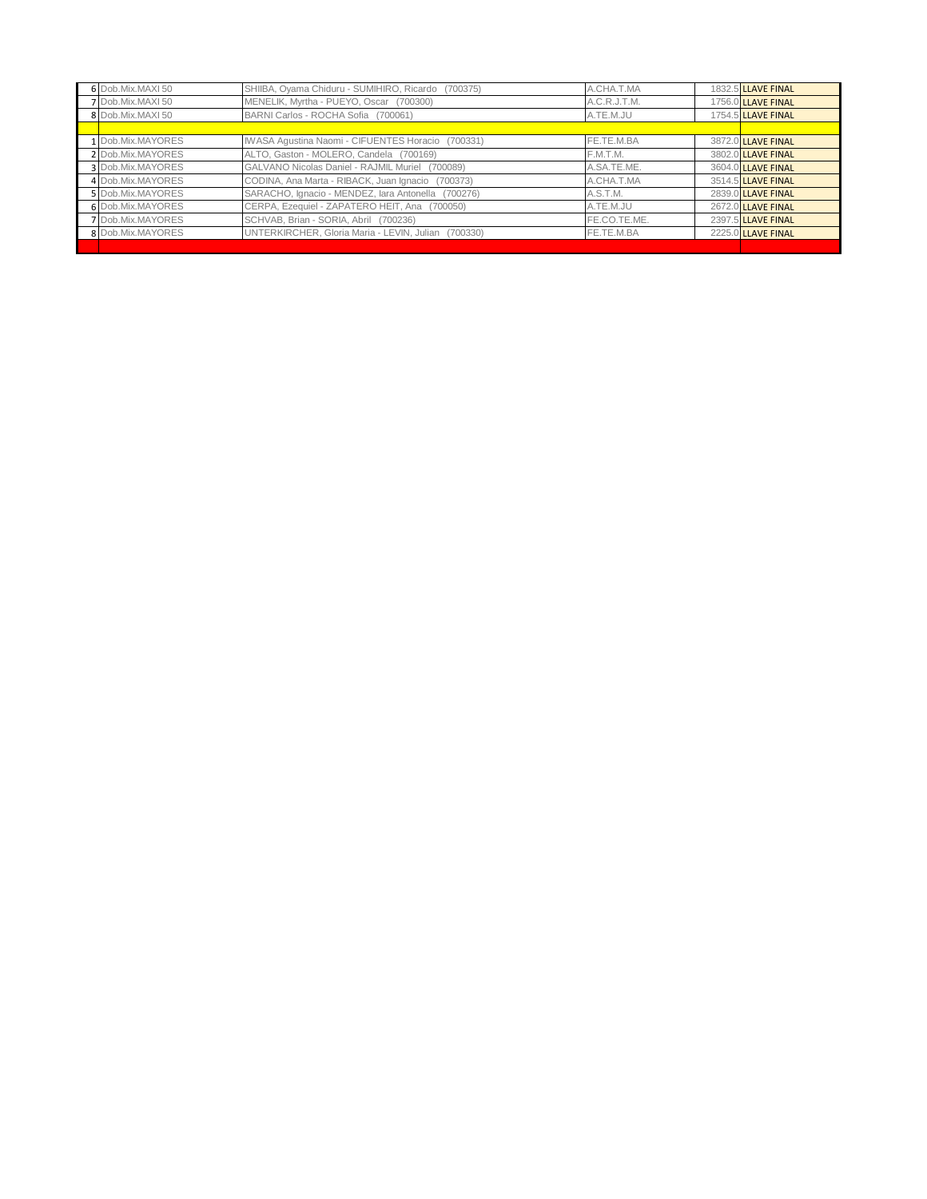| | | | | | |
|---|---|---|---|---|---|
| 6 | Dob.Mix.MAXI 50 | SHIIBA, Oyama Chiduru - SUMIHIRO, Ricardo (700375) | A.CHA.T.MA | 1832.5 | LLAVE FINAL |
| 7 | Dob.Mix.MAXI 50 | MENELIK, Myrtha - PUEYO, Oscar (700300) | A.C.R.J.T.M. | 1756.0 | LLAVE FINAL |
| 8 | Dob.Mix.MAXI 50 | BARNI Carlos - ROCHA Sofia (700061) | A.TE.M.JU | 1754.5 | LLAVE FINAL |
| | | | | | |
| 1 | Dob.Mix.MAYORES | IWASA Agustina Naomi - CIFUENTES Horacio (700331) | FE.TE.M.BA | 3872.0 | LLAVE FINAL |
| 2 | Dob.Mix.MAYORES | ALTO, Gaston - MOLERO, Candela (700169) | F.M.T.M. | 3802.0 | LLAVE FINAL |
| 3 | Dob.Mix.MAYORES | GALVANO Nicolas Daniel - RAJMIL Muriel (700089) | A.SA.TE.ME. | 3604.0 | LLAVE FINAL |
| 4 | Dob.Mix.MAYORES | CODINA, Ana Marta - RIBACK, Juan Ignacio (700373) | A.CHA.T.MA | 3514.5 | LLAVE FINAL |
| 5 | Dob.Mix.MAYORES | SARACHO, Ignacio - MENDEZ, Iara Antonella (700276) | A.S.T.M. | 2839.0 | LLAVE FINAL |
| 6 | Dob.Mix.MAYORES | CERPA, Ezequiel - ZAPATERO HEIT, Ana (700050) | A.TE.M.JU | 2672.0 | LLAVE FINAL |
| 7 | Dob.Mix.MAYORES | SCHVAB, Brian - SORIA, Abril (700236) | FE.CO.TE.ME. | 2397.5 | LLAVE FINAL |
| 8 | Dob.Mix.MAYORES | UNTERKIRCHER, Gloria Maria - LEVIN, Julian (700330) | FE.TE.M.BA | 2225.0 | LLAVE FINAL |